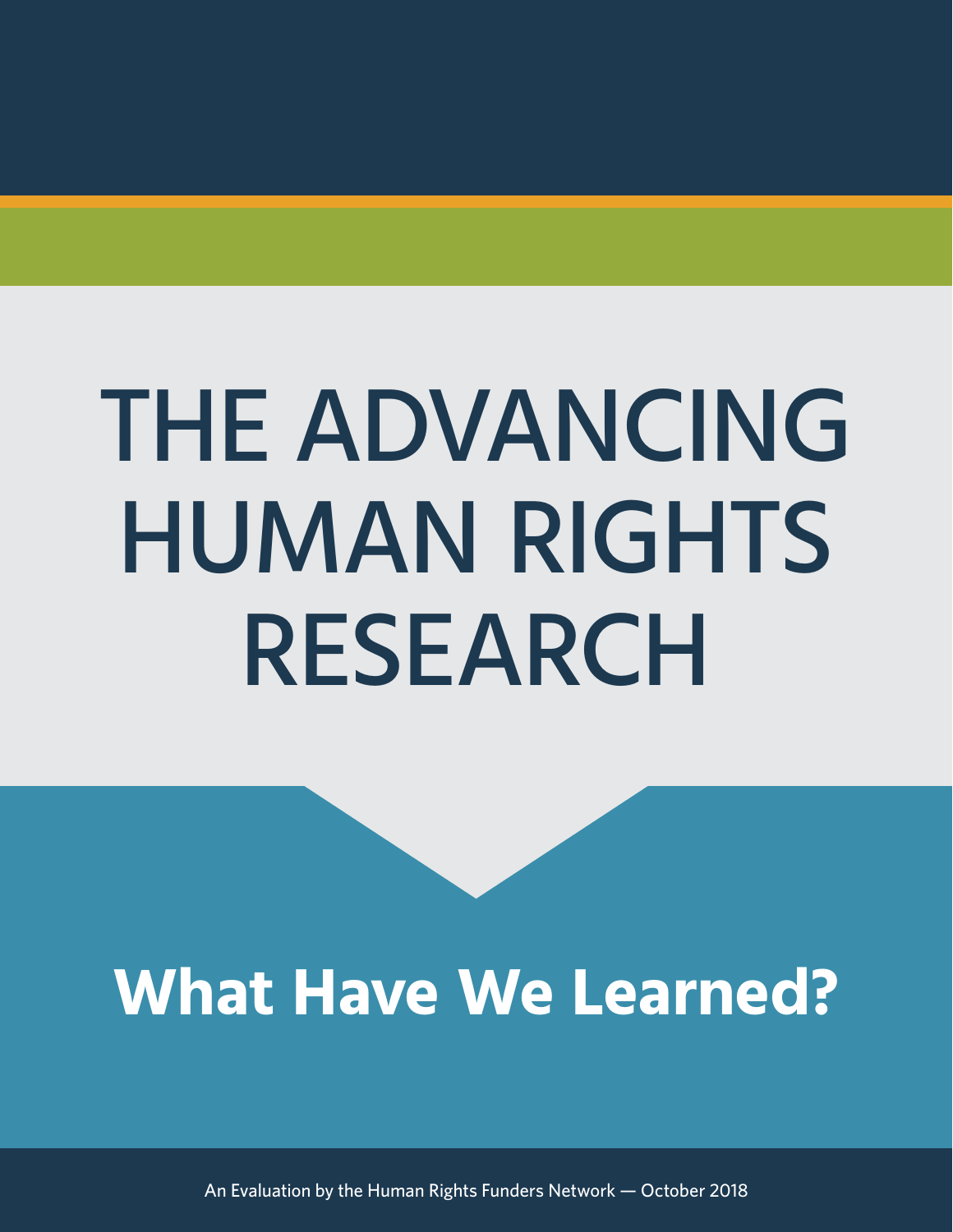# THE ADVANCING HUMAN RIGHTS RESEARCH

## What Have We Learned?

An Evaluation by the Human Rights Funders Network — October 2018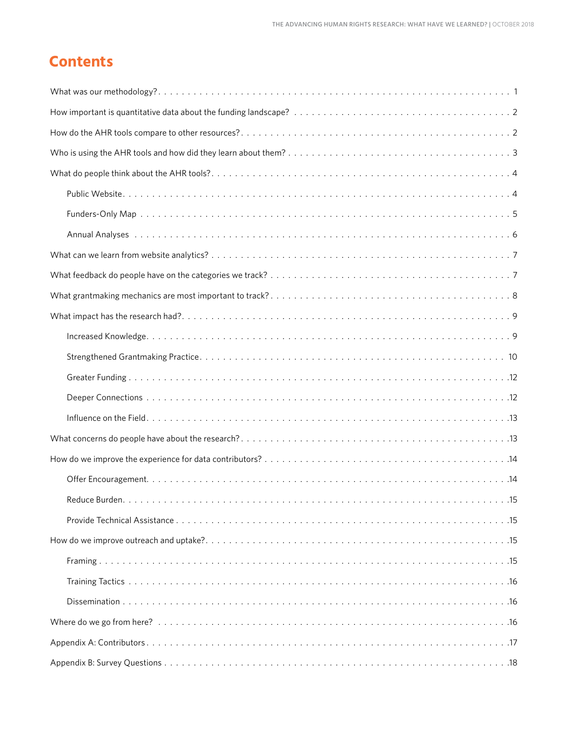# Contents

What was our methodology? . . . 1

How important is quantitative data about the funding landscape? . . . 2

How do the AHR tools compare to other resources? . . . 2

Who is using the AHR tools and how did they learn about them? . . . 3

What do people think about the AHR tools? . . . 4

- Public Website . . . 4
- Funders-Only Map . . . 5
- Annual Analyses . . . 6

What can we learn from website analytics? . . . 7

What feedback do people have on the categories we track? . . . 7

What grantmaking mechanics are most important to track? . . . 8

What impact has the research had? . . . 9

- Increased Knowledge . . . 9
- Strengthened Grantmaking Practice . . . 10
- Greater Funding . . . 12
- Deeper Connections . . . 12
- Influence on the Field . . . 13

What concerns do people have about the research? . . . 13

How do we improve the experience for data contributors? . . . 14

- Offer Encouragement . . . 14
- Reduce Burden . . . 15
- Provide Technical Assistance . . . 15

How do we improve outreach and uptake? . . . 15

- Framing . . . 15
- Training Tactics . . . 16
- Dissemination . . . 16

Where do we go from here? . . . 16

Appendix A: Contributors . . . 17

Appendix B: Survey Questions . . . 18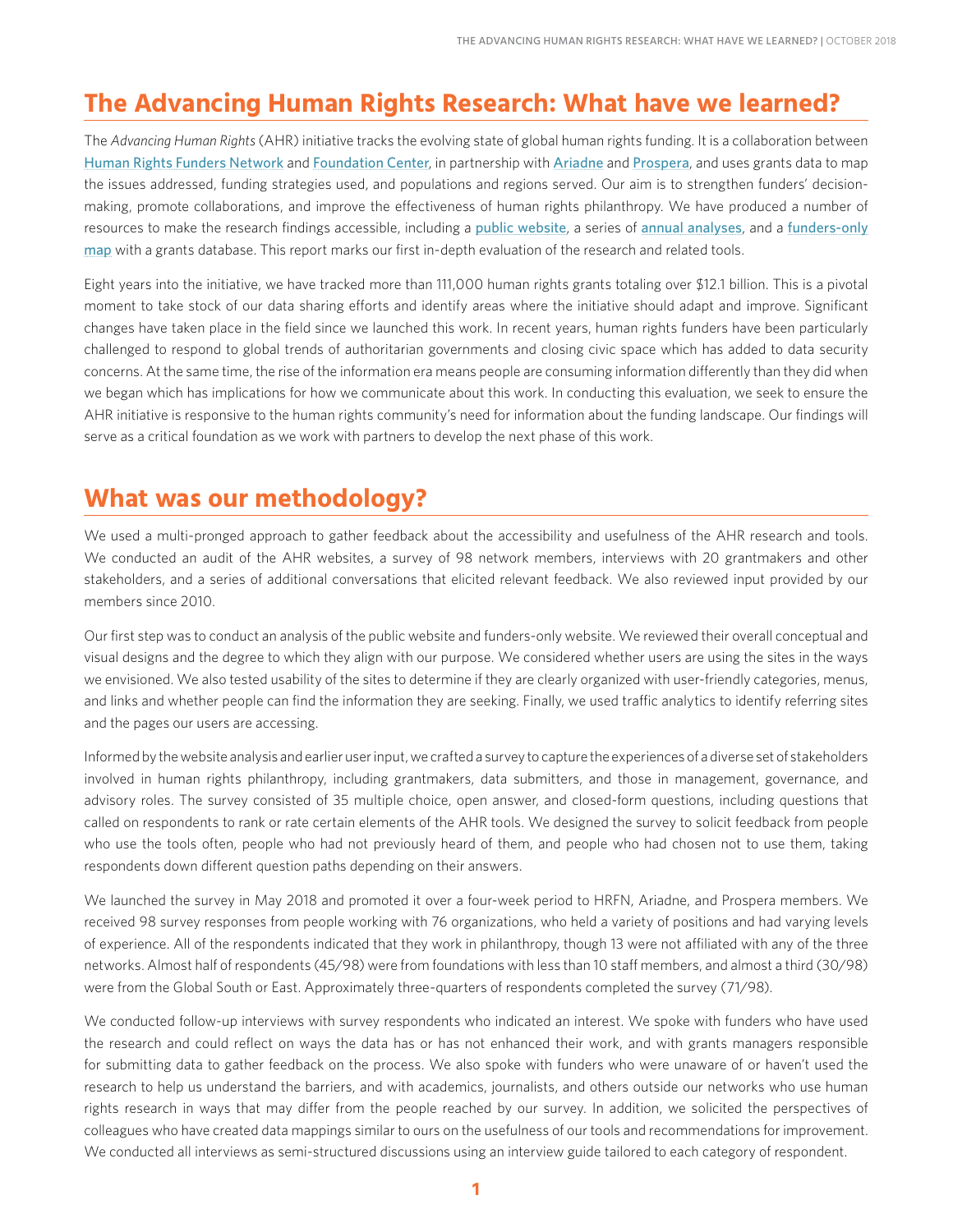## The Advancing Human Rights Research: What have we learned?

The *Advancing Human Rights* (AHR) initiative tracks the evolving state of global human rights funding. It is a collaboration between Human Rights Funders Network and Foundation Center, in partnership with Ariadne and Prospera, and uses grants data to map the issues addressed, funding strategies used, and populations and regions served. Our aim is to strengthen funders' decision-making, promote collaborations, and improve the effectiveness of human rights philanthropy. We have produced a number of resources to make the research findings accessible, including a public website, a series of annual analyses, and a funders-only map with a grants database. This report marks our first in-depth evaluation of the research and related tools.

Eight years into the initiative, we have tracked more than 111,000 human rights grants totaling over $12.1 billion. This is a pivotal moment to take stock of our data sharing efforts and identify areas where the initiative should adapt and improve. Significant changes have taken place in the field since we launched this work. In recent years, human rights funders have been particularly challenged to respond to global trends of authoritarian governments and closing civic space which has added to data security concerns. At the same time, the rise of the information era means people are consuming information differently than they did when we began which has implications for how we communicate about this work. In conducting this evaluation, we seek to ensure the AHR initiative is responsive to the human rights community's need for information about the funding landscape. Our findings will serve as a critical foundation as we work with partners to develop the next phase of this work.

## What was our methodology?

We used a multi-pronged approach to gather feedback about the accessibility and usefulness of the AHR research and tools. We conducted an audit of the AHR websites, a survey of 98 network members, interviews with 20 grantmakers and other stakeholders, and a series of additional conversations that elicited relevant feedback. We also reviewed input provided by our members since 2010.

Our first step was to conduct an analysis of the public website and funders-only website. We reviewed their overall conceptual and visual designs and the degree to which they align with our purpose. We considered whether users are using the sites in the ways we envisioned. We also tested usability of the sites to determine if they are clearly organized with user-friendly categories, menus, and links and whether people can find the information they are seeking. Finally, we used traffic analytics to identify referring sites and the pages our users are accessing.

Informed by the website analysis and earlier user input, we crafted a survey to capture the experiences of a diverse set of stakeholders involved in human rights philanthropy, including grantmakers, data submitters, and those in management, governance, and advisory roles. The survey consisted of 35 multiple choice, open answer, and closed-form questions, including questions that called on respondents to rank or rate certain elements of the AHR tools. We designed the survey to solicit feedback from people who use the tools often, people who had not previously heard of them, and people who had chosen not to use them, taking respondents down different question paths depending on their answers.

We launched the survey in May 2018 and promoted it over a four-week period to HRFN, Ariadne, and Prospera members. We received 98 survey responses from people working with 76 organizations, who held a variety of positions and had varying levels of experience. All of the respondents indicated that they work in philanthropy, though 13 were not affiliated with any of the three networks. Almost half of respondents (45/98) were from foundations with less than 10 staff members, and almost a third (30/98) were from the Global South or East. Approximately three-quarters of respondents completed the survey (71/98).

We conducted follow-up interviews with survey respondents who indicated an interest. We spoke with funders who have used the research and could reflect on ways the data has or has not enhanced their work, and with grants managers responsible for submitting data to gather feedback on the process. We also spoke with funders who were unaware of or haven't used the research to help us understand the barriers, and with academics, journalists, and others outside our networks who use human rights research in ways that may differ from the people reached by our survey. In addition, we solicited the perspectives of colleagues who have created data mappings similar to ours on the usefulness of our tools and recommendations for improvement. We conducted all interviews as semi-structured discussions using an interview guide tailored to each category of respondent.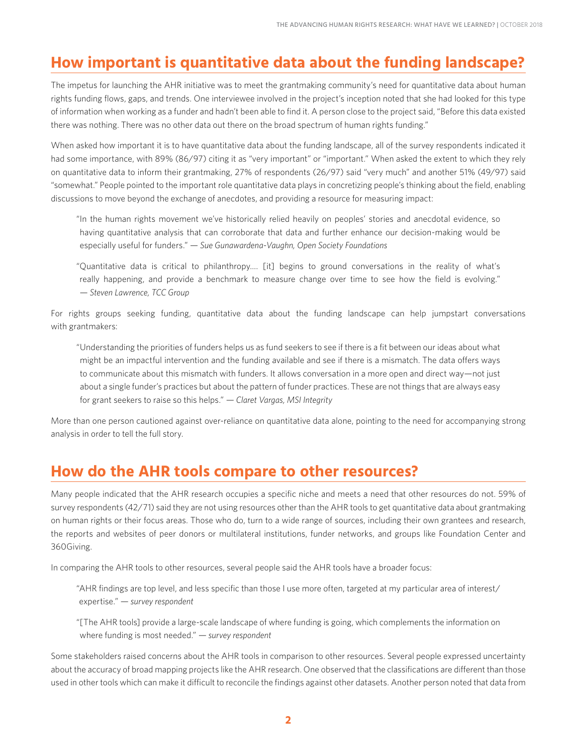## How important is quantitative data about the funding landscape?

The impetus for launching the AHR initiative was to meet the grantmaking community's need for quantitative data about human rights funding flows, gaps, and trends. One interviewee involved in the project's inception noted that she had looked for this type of information when working as a funder and hadn't been able to find it. A person close to the project said, "Before this data existed there was nothing. There was no other data out there on the broad spectrum of human rights funding."

When asked how important it is to have quantitative data about the funding landscape, all of the survey respondents indicated it had some importance, with 89% (86/97) citing it as "very important" or "important." When asked the extent to which they rely on quantitative data to inform their grantmaking, 27% of respondents (26/97) said "very much" and another 51% (49/97) said "somewhat." People pointed to the important role quantitative data plays in concretizing people's thinking about the field, enabling discussions to move beyond the exchange of anecdotes, and providing a resource for measuring impact:

> "In the human rights movement we've historically relied heavily on peoples' stories and anecdotal evidence, so having quantitative analysis that can corroborate that data and further enhance our decision-making would be especially useful for funders." — *Sue Gunawardena-Vaughn, Open Society Foundations*

> "Quantitative data is critical to philanthropy…. [it] begins to ground conversations in the reality of what's really happening, and provide a benchmark to measure change over time to see how the field is evolving." — *Steven Lawrence, TCC Group*

For rights groups seeking funding, quantitative data about the funding landscape can help jumpstart conversations with grantmakers:

> "Understanding the priorities of funders helps us as fund seekers to see if there is a fit between our ideas about what might be an impactful intervention and the funding available and see if there is a mismatch. The data offers ways to communicate about this mismatch with funders. It allows conversation in a more open and direct way—not just about a single funder's practices but about the pattern of funder practices. These are not things that are always easy for grant seekers to raise so this helps." — *Claret Vargas, MSI Integrity*

More than one person cautioned against over-reliance on quantitative data alone, pointing to the need for accompanying strong analysis in order to tell the full story.

## How do the AHR tools compare to other resources?

Many people indicated that the AHR research occupies a specific niche and meets a need that other resources do not. 59% of survey respondents (42/71) said they are not using resources other than the AHR tools to get quantitative data about grantmaking on human rights or their focus areas. Those who do, turn to a wide range of sources, including their own grantees and research, the reports and websites of peer donors or multilateral institutions, funder networks, and groups like Foundation Center and 360Giving.

In comparing the AHR tools to other resources, several people said the AHR tools have a broader focus:

> "AHR findings are top level, and less specific than those I use more often, targeted at my particular area of interest/expertise." — *survey respondent*

> "[The AHR tools] provide a large-scale landscape of where funding is going, which complements the information on where funding is most needed." — *survey respondent*

Some stakeholders raised concerns about the AHR tools in comparison to other resources. Several people expressed uncertainty about the accuracy of broad mapping projects like the AHR research. One observed that the classifications are different than those used in other tools which can make it difficult to reconcile the findings against other datasets. Another person noted that data from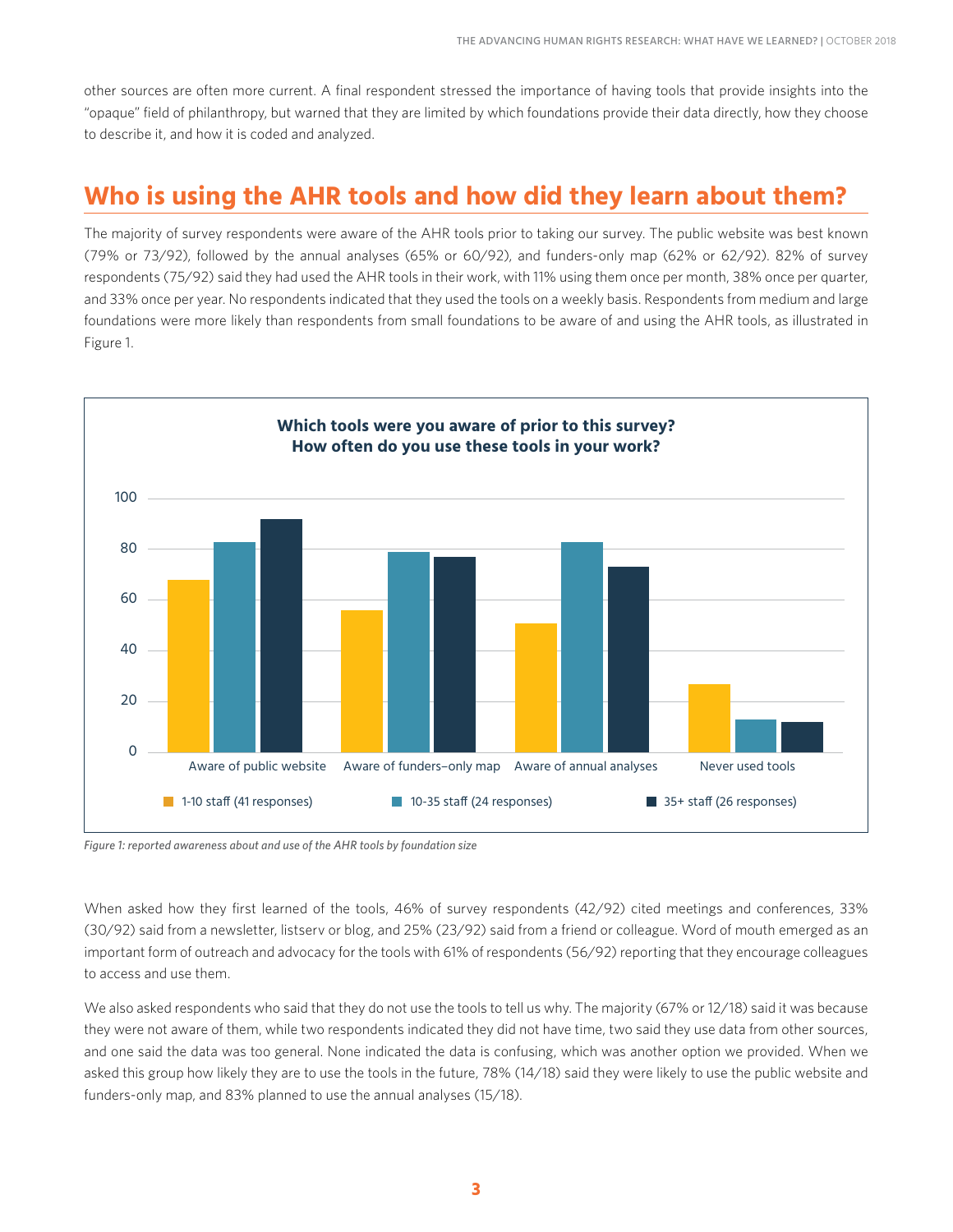other sources are often more current. A final respondent stressed the importance of having tools that provide insights into the "opaque" field of philanthropy, but warned that they are limited by which foundations provide their data directly, how they choose to describe it, and how it is coded and analyzed.

## Who is using the AHR tools and how did they learn about them?

The majority of survey respondents were aware of the AHR tools prior to taking our survey. The public website was best known (79% or 73/92), followed by the annual analyses (65% or 60/92), and funders-only map (62% or 62/92). 82% of survey respondents (75/92) said they had used the AHR tools in their work, with 11% using them once per month, 38% once per quarter, and 33% once per year. No respondents indicated that they used the tools on a weekly basis. Respondents from medium and large foundations were more likely than respondents from small foundations to be aware of and using the AHR tools, as illustrated in Figure 1.

**Which tools were you aware of prior to this survey?**
**How often do you use these tools in your work?**

| | 1-10 staff (41 responses) | 10-35 staff (24 responses) | 35+ staff (26 responses) |
|---|---|---|---|
| Aware of public website | 68 | 83 | 92 |
| Aware of funders–only map | 56 | 79 | 77 |
| Aware of annual analyses | 51 | 83 | 73 |
| Never used tools | 27 | 13 | 12 |

*Figure 1: reported awareness about and use of the AHR tools by foundation size*

When asked how they first learned of the tools, 46% of survey respondents (42/92) cited meetings and conferences, 33% (30/92) said from a newsletter, listserv or blog, and 25% (23/92) said from a friend or colleague. Word of mouth emerged as an important form of outreach and advocacy for the tools with 61% of respondents (56/92) reporting that they encourage colleagues to access and use them.

We also asked respondents who said that they do not use the tools to tell us why. The majority (67% or 12/18) said it was because they were not aware of them, while two respondents indicated they did not have time, two said they use data from other sources, and one said the data was too general. None indicated the data is confusing, which was another option we provided. When we asked this group how likely they are to use the tools in the future, 78% (14/18) said they were likely to use the public website and funders-only map, and 83% planned to use the annual analyses (15/18).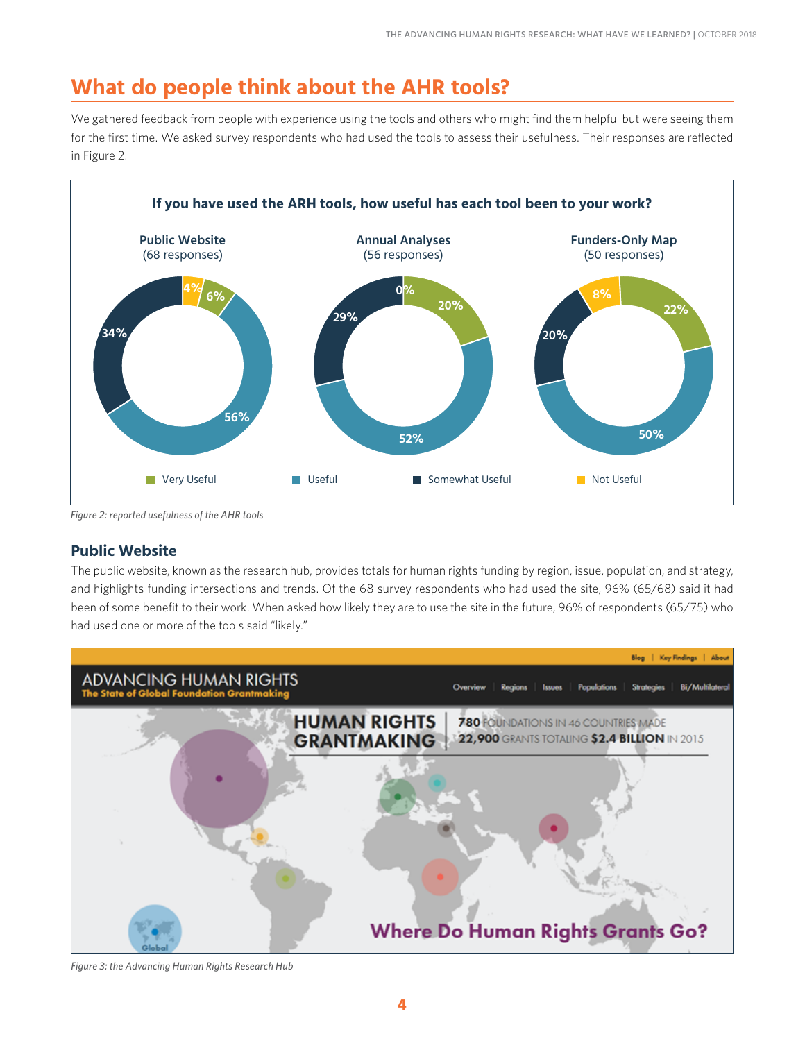## What do people think about the AHR tools?

We gathered feedback from people with experience using the tools and others who might find them helpful but were seeing them for the first time. We asked survey respondents who had used the tools to assess their usefulness. Their responses are reflected in Figure 2.

**If you have used the ARH tools, how useful has each tool been to your work?**

| | Public Website (68 responses) | Annual Analyses (56 responses) | Funders-Only Map (50 responses) |
|---|---|---|---|
| Very Useful | 6% | 20% | 22% |
| Useful | 56% | 52% | 50% |
| Somewhat Useful | 34% | 29% | 20% |
| Not Useful | 4% | 0% | 8% |

*Figure 2: reported usefulness of the AHR tools*

### Public Website

The public website, known as the research hub, provides totals for human rights funding by region, issue, population, and strategy, and highlights funding intersections and trends. Of the 68 survey respondents who had used the site, 96% (65/68) said it had been of some benefit to their work. When asked how likely they are to use the site in the future, 96% of respondents (65/75) who had used one or more of the tools said "likely."

*Figure 3: the Advancing Human Rights Research Hub*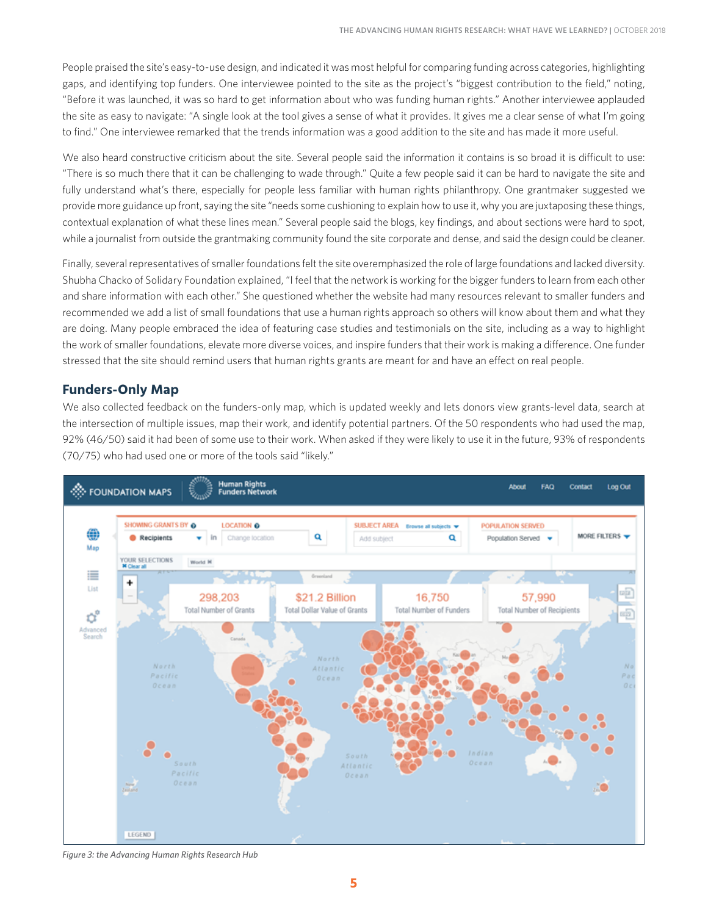People praised the site's easy-to-use design, and indicated it was most helpful for comparing funding across categories, highlighting gaps, and identifying top funders. One interviewee pointed to the site as the project's "biggest contribution to the field," noting, "Before it was launched, it was so hard to get information about who was funding human rights." Another interviewee applauded the site as easy to navigate: "A single look at the tool gives a sense of what it provides. It gives me a clear sense of what I'm going to find." One interviewee remarked that the trends information was a good addition to the site and has made it more useful.

We also heard constructive criticism about the site. Several people said the information it contains is so broad it is difficult to use: "There is so much there that it can be challenging to wade through." Quite a few people said it can be hard to navigate the site and fully understand what's there, especially for people less familiar with human rights philanthropy. One grantmaker suggested we provide more guidance up front, saying the site "needs some cushioning to explain how to use it, why you are juxtaposing these things, contextual explanation of what these lines mean." Several people said the blogs, key findings, and about sections were hard to spot, while a journalist from outside the grantmaking community found the site corporate and dense, and said the design could be cleaner.

Finally, several representatives of smaller foundations felt the site overemphasized the role of large foundations and lacked diversity. Shubha Chacko of Solidary Foundation explained, "I feel that the network is working for the bigger funders to learn from each other and share information with each other." She questioned whether the website had many resources relevant to smaller funders and recommended we add a list of small foundations that use a human rights approach so others will know about them and what they are doing. Many people embraced the idea of featuring case studies and testimonials on the site, including as a way to highlight the work of smaller foundations, elevate more diverse voices, and inspire funders that their work is making a difference. One funder stressed that the site should remind users that human rights grants are meant for and have an effect on real people.

## Funders-Only Map

We also collected feedback on the funders-only map, which is updated weekly and lets donors view grants-level data, search at the intersection of multiple issues, map their work, and identify potential partners. Of the 50 respondents who had used the map, 92% (46/50) said it had been of some use to their work. When asked if they were likely to use it in the future, 93% of respondents (70/75) who had used one or more of the tools said "likely."

*Figure 3: the Advancing Human Rights Research Hub*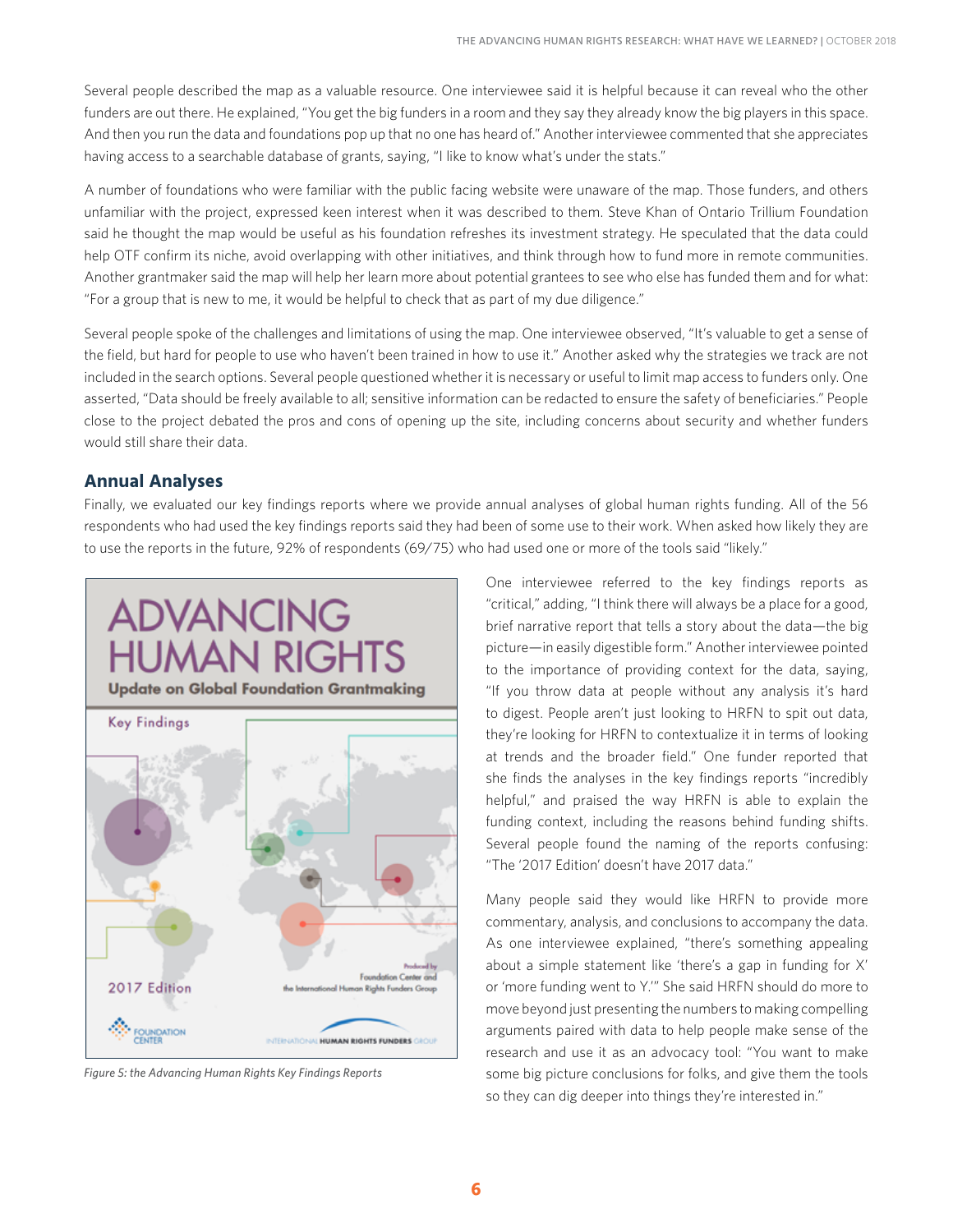Several people described the map as a valuable resource. One interviewee said it is helpful because it can reveal who the other funders are out there. He explained, "You get the big funders in a room and they say they already know the big players in this space. And then you run the data and foundations pop up that no one has heard of." Another interviewee commented that she appreciates having access to a searchable database of grants, saying, "I like to know what's under the stats."

A number of foundations who were familiar with the public facing website were unaware of the map. Those funders, and others unfamiliar with the project, expressed keen interest when it was described to them. Steve Khan of Ontario Trillium Foundation said he thought the map would be useful as his foundation refreshes its investment strategy. He speculated that the data could help OTF confirm its niche, avoid overlapping with other initiatives, and think through how to fund more in remote communities. Another grantmaker said the map will help her learn more about potential grantees to see who else has funded them and for what: "For a group that is new to me, it would be helpful to check that as part of my due diligence."

Several people spoke of the challenges and limitations of using the map. One interviewee observed, "It's valuable to get a sense of the field, but hard for people to use who haven't been trained in how to use it." Another asked why the strategies we track are not included in the search options. Several people questioned whether it is necessary or useful to limit map access to funders only. One asserted, "Data should be freely available to all; sensitive information can be redacted to ensure the safety of beneficiaries." People close to the project debated the pros and cons of opening up the site, including concerns about security and whether funders would still share their data.

## Annual Analyses

Finally, we evaluated our key findings reports where we provide annual analyses of global human rights funding. All of the 56 respondents who had used the key findings reports said they had been of some use to their work. When asked how likely they are to use the reports in the future, 92% of respondents (69/75) who had used one or more of the tools said "likely."

*Figure 5: the Advancing Human Rights Key Findings Reports*

One interviewee referred to the key findings reports as "critical," adding, "I think there will always be a place for a good, brief narrative report that tells a story about the data—the big picture—in easily digestible form." Another interviewee pointed to the importance of providing context for the data, saying, "If you throw data at people without any analysis it's hard to digest. People aren't just looking to HRFN to spit out data, they're looking for HRFN to contextualize it in terms of looking at trends and the broader field." One funder reported that she finds the analyses in the key findings reports "incredibly helpful," and praised the way HRFN is able to explain the funding context, including the reasons behind funding shifts. Several people found the naming of the reports confusing: "The '2017 Edition' doesn't have 2017 data."

Many people said they would like HRFN to provide more commentary, analysis, and conclusions to accompany the data. As one interviewee explained, "there's something appealing about a simple statement like 'there's a gap in funding for X' or 'more funding went to Y.'" She said HRFN should do more to move beyond just presenting the numbers to making compelling arguments paired with data to help people make sense of the research and use it as an advocacy tool: "You want to make some big picture conclusions for folks, and give them the tools so they can dig deeper into things they're interested in."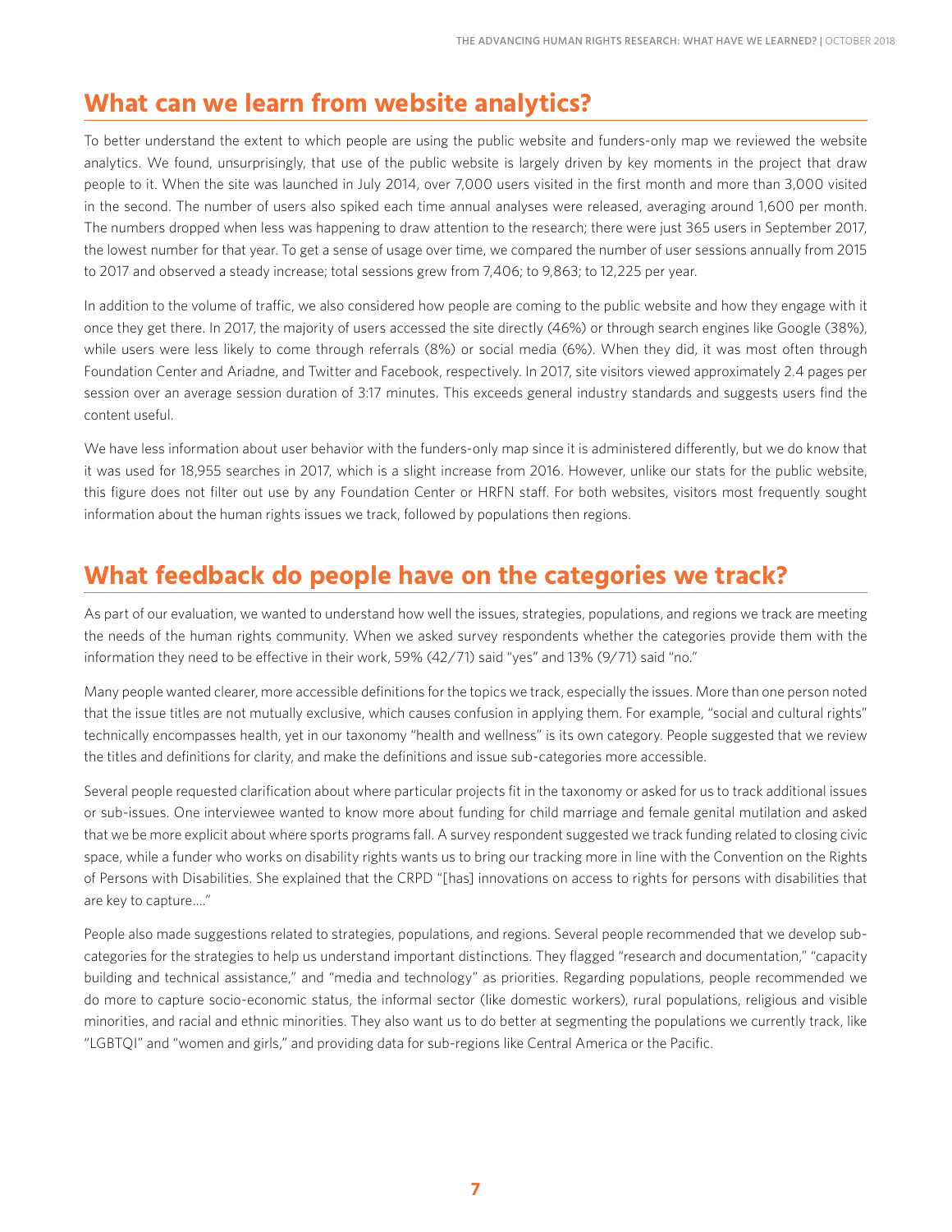## What can we learn from website analytics?

To better understand the extent to which people are using the public website and funders-only map we reviewed the website analytics. We found, unsurprisingly, that use of the public website is largely driven by key moments in the project that draw people to it. When the site was launched in July 2014, over 7,000 users visited in the first month and more than 3,000 visited in the second. The number of users also spiked each time annual analyses were released, averaging around 1,600 per month. The numbers dropped when less was happening to draw attention to the research; there were just 365 users in September 2017, the lowest number for that year. To get a sense of usage over time, we compared the number of user sessions annually from 2015 to 2017 and observed a steady increase; total sessions grew from 7,406; to 9,863; to 12,225 per year.

In addition to the volume of traffic, we also considered how people are coming to the public website and how they engage with it once they get there. In 2017, the majority of users accessed the site directly (46%) or through search engines like Google (38%), while users were less likely to come through referrals (8%) or social media (6%). When they did, it was most often through Foundation Center and Ariadne, and Twitter and Facebook, respectively. In 2017, site visitors viewed approximately 2.4 pages per session over an average session duration of 3:17 minutes. This exceeds general industry standards and suggests users find the content useful.

We have less information about user behavior with the funders-only map since it is administered differently, but we do know that it was used for 18,955 searches in 2017, which is a slight increase from 2016. However, unlike our stats for the public website, this figure does not filter out use by any Foundation Center or HRFN staff. For both websites, visitors most frequently sought information about the human rights issues we track, followed by populations then regions.

## What feedback do people have on the categories we track?

As part of our evaluation, we wanted to understand how well the issues, strategies, populations, and regions we track are meeting the needs of the human rights community. When we asked survey respondents whether the categories provide them with the information they need to be effective in their work, 59% (42/71) said "yes" and 13% (9/71) said "no."

Many people wanted clearer, more accessible definitions for the topics we track, especially the issues. More than one person noted that the issue titles are not mutually exclusive, which causes confusion in applying them. For example, "social and cultural rights" technically encompasses health, yet in our taxonomy "health and wellness" is its own category. People suggested that we review the titles and definitions for clarity, and make the definitions and issue sub-categories more accessible.

Several people requested clarification about where particular projects fit in the taxonomy or asked for us to track additional issues or sub-issues. One interviewee wanted to know more about funding for child marriage and female genital mutilation and asked that we be more explicit about where sports programs fall. A survey respondent suggested we track funding related to closing civic space, while a funder who works on disability rights wants us to bring our tracking more in line with the Convention on the Rights of Persons with Disabilities. She explained that the CRPD "[has] innovations on access to rights for persons with disabilities that are key to capture…."

People also made suggestions related to strategies, populations, and regions. Several people recommended that we develop sub-categories for the strategies to help us understand important distinctions. They flagged "research and documentation," "capacity building and technical assistance," and "media and technology" as priorities. Regarding populations, people recommended we do more to capture socio-economic status, the informal sector (like domestic workers), rural populations, religious and visible minorities, and racial and ethnic minorities. They also want us to do better at segmenting the populations we currently track, like "LGBTQI" and "women and girls," and providing data for sub-regions like Central America or the Pacific.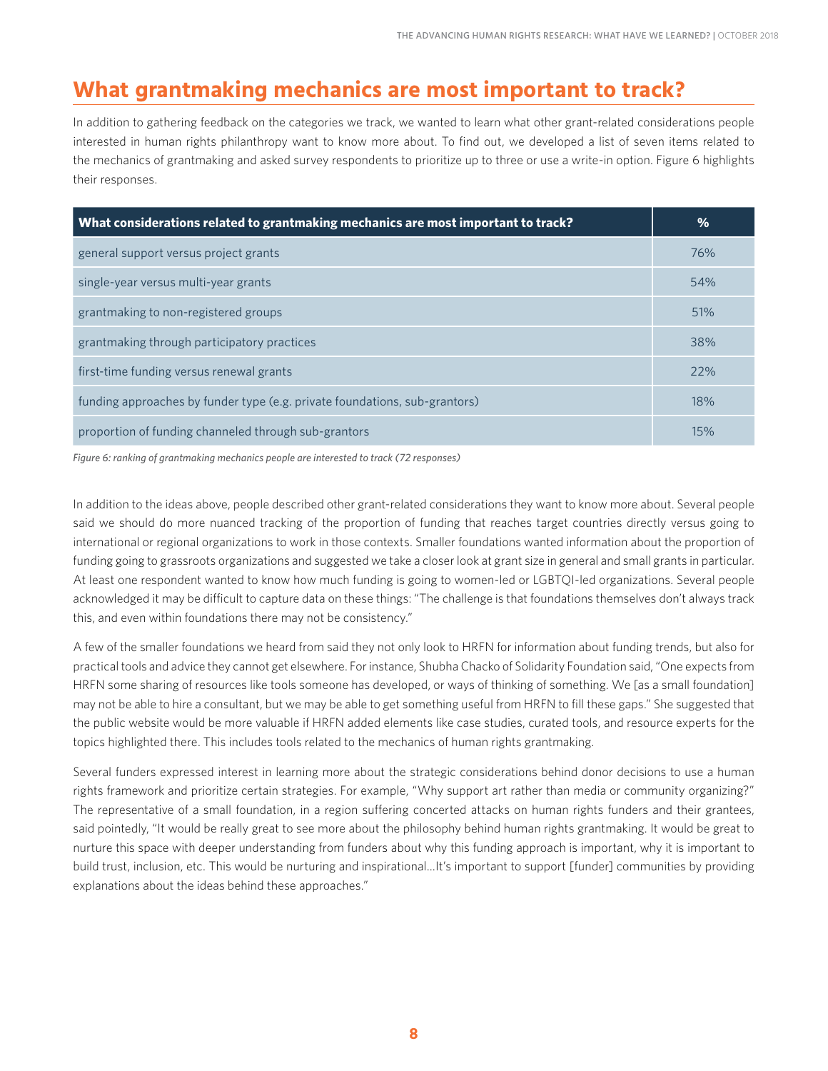## What grantmaking mechanics are most important to track?

In addition to gathering feedback on the categories we track, we wanted to learn what other grant-related considerations people interested in human rights philanthropy want to know more about. To find out, we developed a list of seven items related to the mechanics of grantmaking and asked survey respondents to prioritize up to three or use a write-in option. Figure 6 highlights their responses.

| What considerations related to grantmaking mechanics are most important to track? | % |
|---|---|
| general support versus project grants | 76% |
| single-year versus multi-year grants | 54% |
| grantmaking to non-registered groups | 51% |
| grantmaking through participatory practices | 38% |
| first-time funding versus renewal grants | 22% |
| funding approaches by funder type (e.g. private foundations, sub-grantors) | 18% |
| proportion of funding channeled through sub-grantors | 15% |

*Figure 6: ranking of grantmaking mechanics people are interested to track (72 responses)*

In addition to the ideas above, people described other grant-related considerations they want to know more about. Several people said we should do more nuanced tracking of the proportion of funding that reaches target countries directly versus going to international or regional organizations to work in those contexts. Smaller foundations wanted information about the proportion of funding going to grassroots organizations and suggested we take a closer look at grant size in general and small grants in particular. At least one respondent wanted to know how much funding is going to women-led or LGBTQI-led organizations. Several people acknowledged it may be difficult to capture data on these things: "The challenge is that foundations themselves don't always track this, and even within foundations there may not be consistency."

A few of the smaller foundations we heard from said they not only look to HRFN for information about funding trends, but also for practical tools and advice they cannot get elsewhere. For instance, Shubha Chacko of Solidarity Foundation said, "One expects from HRFN some sharing of resources like tools someone has developed, or ways of thinking of something. We [as a small foundation] may not be able to hire a consultant, but we may be able to get something useful from HRFN to fill these gaps." She suggested that the public website would be more valuable if HRFN added elements like case studies, curated tools, and resource experts for the topics highlighted there. This includes tools related to the mechanics of human rights grantmaking.

Several funders expressed interest in learning more about the strategic considerations behind donor decisions to use a human rights framework and prioritize certain strategies. For example, "Why support art rather than media or community organizing?" The representative of a small foundation, in a region suffering concerted attacks on human rights funders and their grantees, said pointedly, "It would be really great to see more about the philosophy behind human rights grantmaking. It would be great to nurture this space with deeper understanding from funders about why this funding approach is important, why it is important to build trust, inclusion, etc. This would be nurturing and inspirational…It's important to support [funder] communities by providing explanations about the ideas behind these approaches."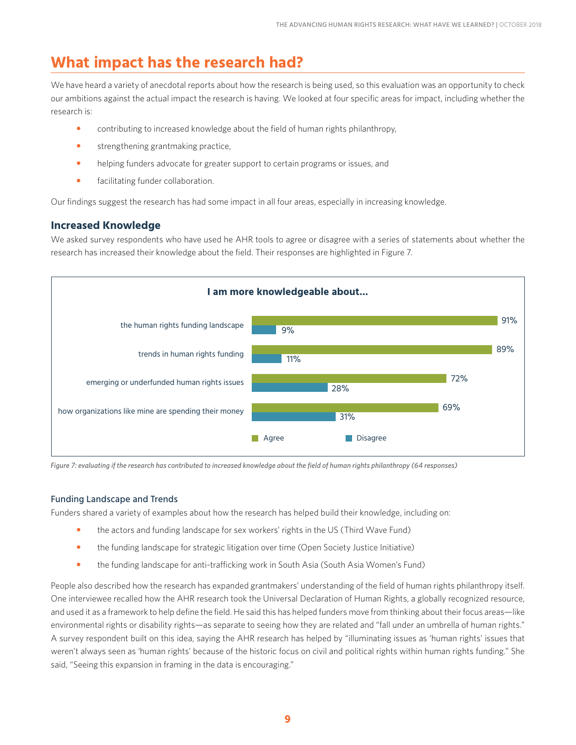# What impact has the research had?

We have heard a variety of anecdotal reports about how the research is being used, so this evaluation was an opportunity to check our ambitions against the actual impact the research is having. We looked at four specific areas for impact, including whether the research is:

- contributing to increased knowledge about the field of human rights philanthropy,
- strengthening grantmaking practice,
- helping funders advocate for greater support to certain programs or issues, and
- facilitating funder collaboration.

Our findings suggest the research has had some impact in all four areas, especially in increasing knowledge.

## Increased Knowledge

We asked survey respondents who have used he AHR tools to agree or disagree with a series of statements about whether the research has increased their knowledge about the field. Their responses are highlighted in Figure 7.

**I am more knowledgeable about...**

| | Agree | Disagree |
|---|---|---|
| the human rights funding landscape | 91% | 9% |
| trends in human rights funding | 89% | 11% |
| emerging or underfunded human rights issues | 72% | 28% |
| how organizations like mine are spending their money | 69% | 31% |

*Figure 7: evaluating if the research has contributed to increased knowledge about the field of human rights philanthropy (64 responses)*

### Funding Landscape and Trends

Funders shared a variety of examples about how the research has helped build their knowledge, including on:

- the actors and funding landscape for sex workers' rights in the US (Third Wave Fund)
- the funding landscape for strategic litigation over time (Open Society Justice Initiative)
- the funding landscape for anti-trafficking work in South Asia (South Asia Women's Fund)

People also described how the research has expanded grantmakers' understanding of the field of human rights philanthropy itself. One interviewee recalled how the AHR research took the Universal Declaration of Human Rights, a globally recognized resource, and used it as a framework to help define the field. He said this has helped funders move from thinking about their focus areas—like environmental rights or disability rights—as separate to seeing how they are related and "fall under an umbrella of human rights." A survey respondent built on this idea, saying the AHR research has helped by "illuminating issues as 'human rights' issues that weren't always seen as 'human rights' because of the historic focus on civil and political rights within human rights funding." She said, "Seeing this expansion in framing in the data is encouraging."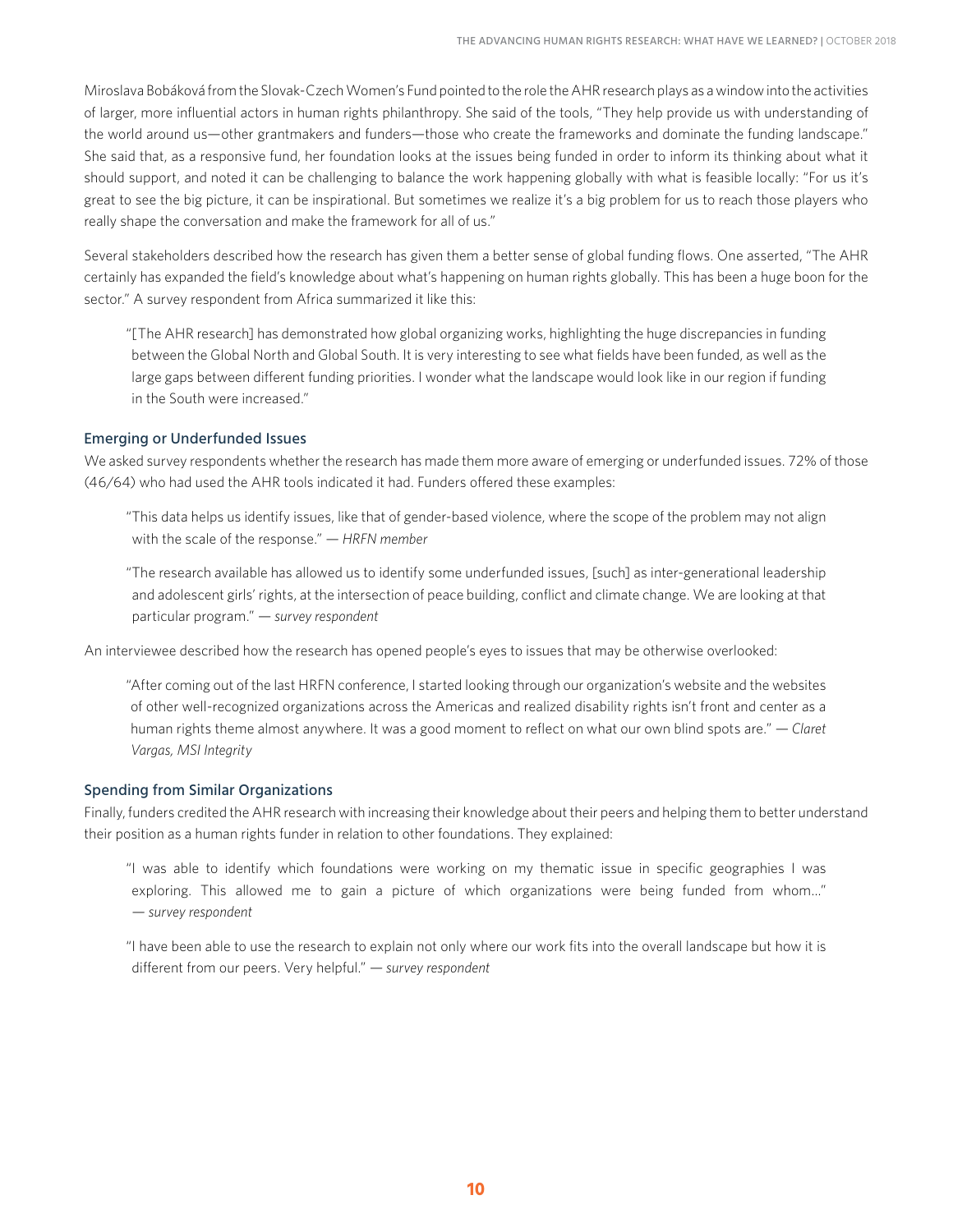Miroslava Bobáková from the Slovak-Czech Women's Fund pointed to the role the AHR research plays as a window into the activities of larger, more influential actors in human rights philanthropy. She said of the tools, "They help provide us with understanding of the world around us—other grantmakers and funders—those who create the frameworks and dominate the funding landscape." She said that, as a responsive fund, her foundation looks at the issues being funded in order to inform its thinking about what it should support, and noted it can be challenging to balance the work happening globally with what is feasible locally: "For us it's great to see the big picture, it can be inspirational. But sometimes we realize it's a big problem for us to reach those players who really shape the conversation and make the framework for all of us."

Several stakeholders described how the research has given them a better sense of global funding flows. One asserted, "The AHR certainly has expanded the field's knowledge about what's happening on human rights globally. This has been a huge boon for the sector." A survey respondent from Africa summarized it like this:

> "[The AHR research] has demonstrated how global organizing works, highlighting the huge discrepancies in funding between the Global North and Global South. It is very interesting to see what fields have been funded, as well as the large gaps between different funding priorities. I wonder what the landscape would look like in our region if funding in the South were increased."

### Emerging or Underfunded Issues

We asked survey respondents whether the research has made them more aware of emerging or underfunded issues. 72% of those (46/64) who had used the AHR tools indicated it had. Funders offered these examples:

> "This data helps us identify issues, like that of gender-based violence, where the scope of the problem may not align with the scale of the response." — *HRFN member*

> "The research available has allowed us to identify some underfunded issues, [such] as inter-generational leadership and adolescent girls' rights, at the intersection of peace building, conflict and climate change. We are looking at that particular program." — *survey respondent*

An interviewee described how the research has opened people's eyes to issues that may be otherwise overlooked:

> "After coming out of the last HRFN conference, I started looking through our organization's website and the websites of other well-recognized organizations across the Americas and realized disability rights isn't front and center as a human rights theme almost anywhere. It was a good moment to reflect on what our own blind spots are." — *Claret Vargas, MSI Integrity*

### Spending from Similar Organizations

Finally, funders credited the AHR research with increasing their knowledge about their peers and helping them to better understand their position as a human rights funder in relation to other foundations. They explained:

> "I was able to identify which foundations were working on my thematic issue in specific geographies I was exploring. This allowed me to gain a picture of which organizations were being funded from whom..." — *survey respondent*

> "I have been able to use the research to explain not only where our work fits into the overall landscape but how it is different from our peers. Very helpful." — *survey respondent*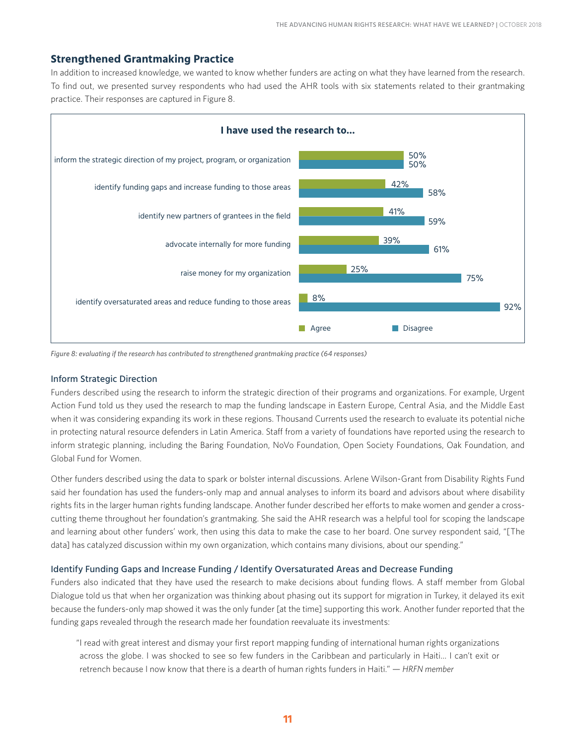## Strengthened Grantmaking Practice

In addition to increased knowledge, we wanted to know whether funders are acting on what they have learned from the research. To find out, we presented survey respondents who had used the AHR tools with six statements related to their grantmaking practice. Their responses are captured in Figure 8.

**I have used the research to...**

| Statement | Agree | Disagree |
|---|---|---|
| inform the strategic direction of my project, program, or organization | 50% | 50% |
| identify funding gaps and increase funding to those areas | 42% | 58% |
| identify new partners of grantees in the field | 41% | 59% |
| advocate internally for more funding | 39% | 61% |
| raise money for my organization | 25% | 75% |
| identify oversaturated areas and reduce funding to those areas | 8% | 92% |

*Figure 8: evaluating if the research has contributed to strengthened grantmaking practice (64 responses)*

### Inform Strategic Direction

Funders described using the research to inform the strategic direction of their programs and organizations. For example, Urgent Action Fund told us they used the research to map the funding landscape in Eastern Europe, Central Asia, and the Middle East when it was considering expanding its work in these regions. Thousand Currents used the research to evaluate its potential niche in protecting natural resource defenders in Latin America. Staff from a variety of foundations have reported using the research to inform strategic planning, including the Baring Foundation, NoVo Foundation, Open Society Foundations, Oak Foundation, and Global Fund for Women.

Other funders described using the data to spark or bolster internal discussions. Arlene Wilson-Grant from Disability Rights Fund said her foundation has used the funders-only map and annual analyses to inform its board and advisors about where disability rights fits in the larger human rights funding landscape. Another funder described her efforts to make women and gender a cross-cutting theme throughout her foundation's grantmaking. She said the AHR research was a helpful tool for scoping the landscape and learning about other funders' work, then using this data to make the case to her board. One survey respondent said, "[The data] has catalyzed discussion within my own organization, which contains many divisions, about our spending."

### Identify Funding Gaps and Increase Funding / Identify Oversaturated Areas and Decrease Funding

Funders also indicated that they have used the research to make decisions about funding flows. A staff member from Global Dialogue told us that when her organization was thinking about phasing out its support for migration in Turkey, it delayed its exit because the funders-only map showed it was the only funder [at the time] supporting this work. Another funder reported that the funding gaps revealed through the research made her foundation reevaluate its investments:

> "I read with great interest and dismay your first report mapping funding of international human rights organizations across the globe. I was shocked to see so few funders in the Caribbean and particularly in Haiti... I can't exit or retrench because I now know that there is a dearth of human rights funders in Haiti." — *HRFN member*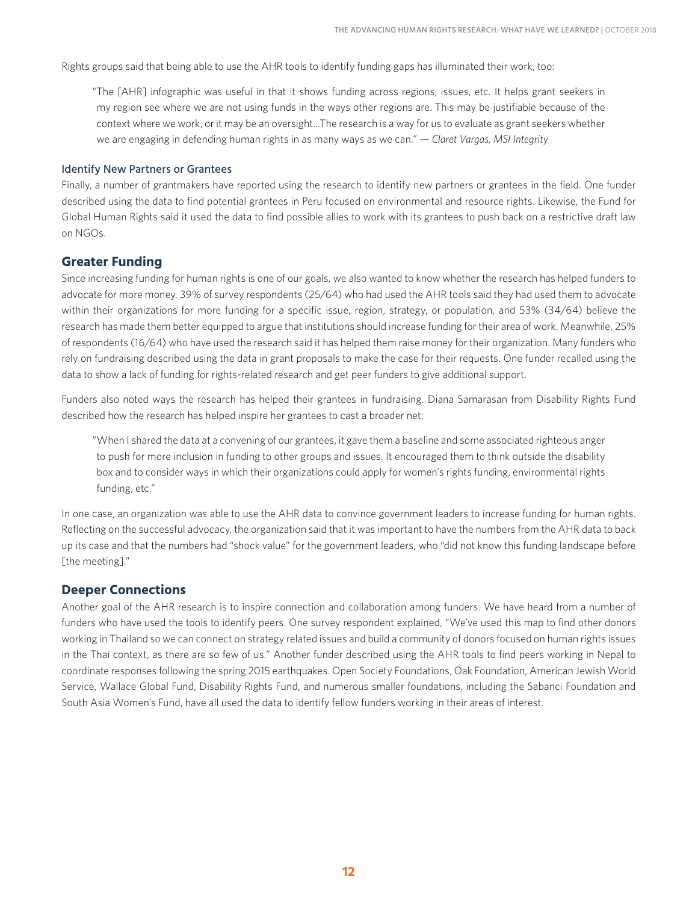Rights groups said that being able to use the AHR tools to identify funding gaps has illuminated their work, too:

> "The [AHR] infographic was useful in that it shows funding across regions, issues, etc. It helps grant seekers in my region see where we are not using funds in the ways other regions are. This may be justifiable because of the context where we work, or it may be an oversight...The research is a way for us to evaluate as grant seekers whether we are engaging in defending human rights in as many ways as we can." — *Claret Vargas, MSI Integrity*

### Identify New Partners or Grantees

Finally, a number of grantmakers have reported using the research to identify new partners or grantees in the field. One funder described using the data to find potential grantees in Peru focused on environmental and resource rights. Likewise, the Fund for Global Human Rights said it used the data to find possible allies to work with its grantees to push back on a restrictive draft law on NGOs.

## Greater Funding

Since increasing funding for human rights is one of our goals, we also wanted to know whether the research has helped funders to advocate for more money. 39% of survey respondents (25/64) who had used the AHR tools said they had used them to advocate within their organizations for more funding for a specific issue, region, strategy, or population, and 53% (34/64) believe the research has made them better equipped to argue that institutions should increase funding for their area of work. Meanwhile, 25% of respondents (16/64) who have used the research said it has helped them raise money for their organization. Many funders who rely on fundraising described using the data in grant proposals to make the case for their requests. One funder recalled using the data to show a lack of funding for rights-related research and get peer funders to give additional support.

Funders also noted ways the research has helped their grantees in fundraising. Diana Samarasan from Disability Rights Fund described how the research has helped inspire her grantees to cast a broader net:

> "When I shared the data at a convening of our grantees, it gave them a baseline and some associated righteous anger to push for more inclusion in funding to other groups and issues. It encouraged them to think outside the disability box and to consider ways in which their organizations could apply for women's rights funding, environmental rights funding, etc."

In one case, an organization was able to use the AHR data to convince government leaders to increase funding for human rights. Reflecting on the successful advocacy, the organization said that it was important to have the numbers from the AHR data to back up its case and that the numbers had "shock value" for the government leaders, who "did not know this funding landscape before [the meeting]."

## Deeper Connections

Another goal of the AHR research is to inspire connection and collaboration among funders. We have heard from a number of funders who have used the tools to identify peers. One survey respondent explained, "We've used this map to find other donors working in Thailand so we can connect on strategy related issues and build a community of donors focused on human rights issues in the Thai context, as there are so few of us." Another funder described using the AHR tools to find peers working in Nepal to coordinate responses following the spring 2015 earthquakes. Open Society Foundations, Oak Foundation, American Jewish World Service, Wallace Global Fund, Disability Rights Fund, and numerous smaller foundations, including the Sabanci Foundation and South Asia Women's Fund, have all used the data to identify fellow funders working in their areas of interest.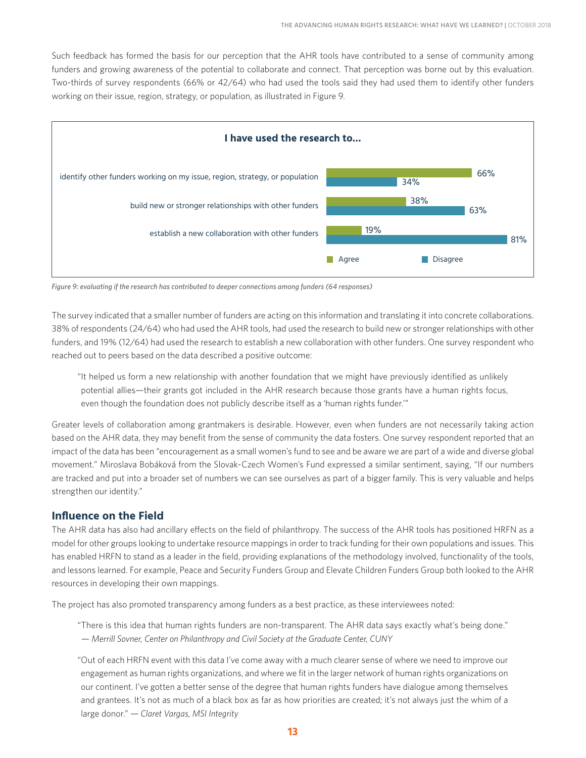Such feedback has formed the basis for our perception that the AHR tools have contributed to a sense of community among funders and growing awareness of the potential to collaborate and connect. That perception was borne out by this evaluation. Two-thirds of survey respondents (66% or 42/64) who had used the tools said they had used them to identify other funders working on their issue, region, strategy, or population, as illustrated in Figure 9.

**I have used the research to...**

| | Agree | Disagree |
|---|---|---|
| identify other funders working on my issue, region, strategy, or population | 66% | 34% |
| build new or stronger relationships with other funders | 38% | 63% |
| establish a new collaboration with other funders | 19% | 81% |

*Figure 9: evaluating if the research has contributed to deeper connections among funders (64 responses)*

The survey indicated that a smaller number of funders are acting on this information and translating it into concrete collaborations. 38% of respondents (24/64) who had used the AHR tools, had used the research to build new or stronger relationships with other funders, and 19% (12/64) had used the research to establish a new collaboration with other funders. One survey respondent who reached out to peers based on the data described a positive outcome:

> "It helped us form a new relationship with another foundation that we might have previously identified as unlikely potential allies—their grants got included in the AHR research because those grants have a human rights focus, even though the foundation does not publicly describe itself as a 'human rights funder.'"

Greater levels of collaboration among grantmakers is desirable. However, even when funders are not necessarily taking action based on the AHR data, they may benefit from the sense of community the data fosters. One survey respondent reported that an impact of the data has been "encouragement as a small women's fund to see and be aware we are part of a wide and diverse global movement." Miroslava Bobáková from the Slovak-Czech Women's Fund expressed a similar sentiment, saying, "If our numbers are tracked and put into a broader set of numbers we can see ourselves as part of a bigger family. This is very valuable and helps strengthen our identity."

## Influence on the Field

The AHR data has also had ancillary effects on the field of philanthropy. The success of the AHR tools has positioned HRFN as a model for other groups looking to undertake resource mappings in order to track funding for their own populations and issues. This has enabled HRFN to stand as a leader in the field, providing explanations of the methodology involved, functionality of the tools, and lessons learned. For example, Peace and Security Funders Group and Elevate Children Funders Group both looked to the AHR resources in developing their own mappings.

The project has also promoted transparency among funders as a best practice, as these interviewees noted:

> "There is this idea that human rights funders are non-transparent. The AHR data says exactly what's being done."
> — *Merrill Sovner, Center on Philanthropy and Civil Society at the Graduate Center, CUNY*

> "Out of each HRFN event with this data I've come away with a much clearer sense of where we need to improve our engagement as human rights organizations, and where we fit in the larger network of human rights organizations on our continent. I've gotten a better sense of the degree that human rights funders have dialogue among themselves and grantees. It's not as much of a black box as far as how priorities are created; it's not always just the whim of a large donor." — *Claret Vargas, MSI Integrity*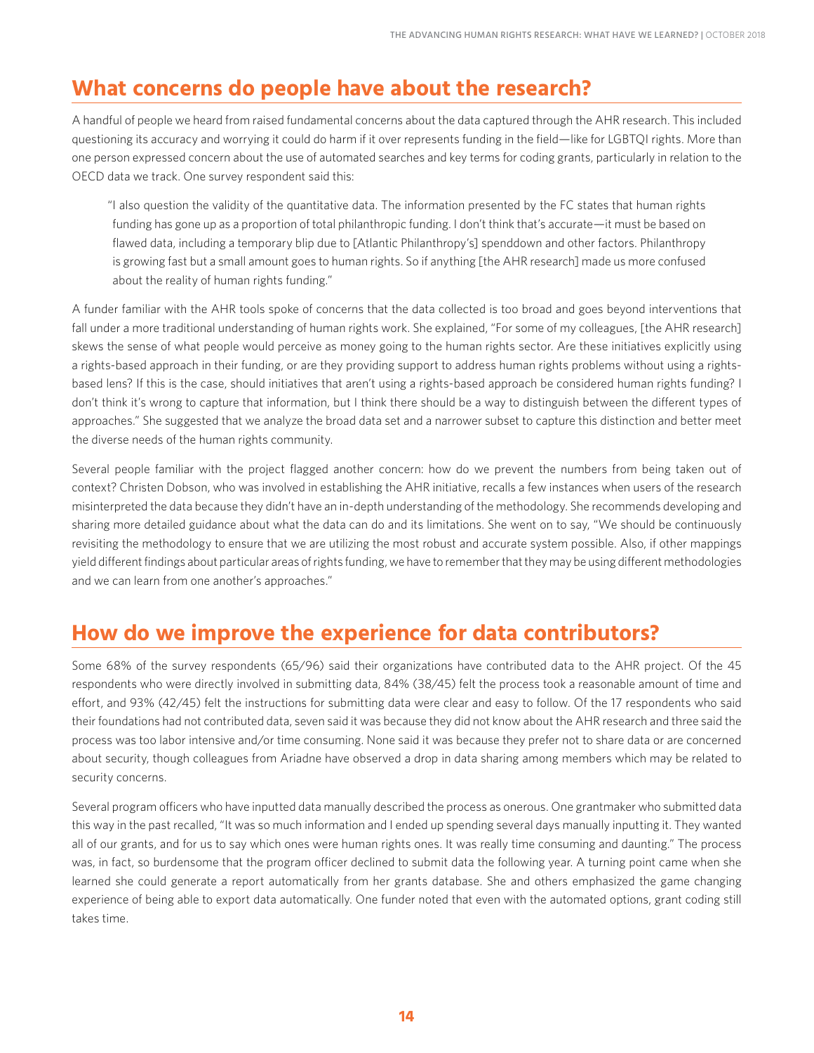## What concerns do people have about the research?

A handful of people we heard from raised fundamental concerns about the data captured through the AHR research. This included questioning its accuracy and worrying it could do harm if it over represents funding in the field—like for LGBTQI rights. More than one person expressed concern about the use of automated searches and key terms for coding grants, particularly in relation to the OECD data we track. One survey respondent said this:

> "I also question the validity of the quantitative data. The information presented by the FC states that human rights funding has gone up as a proportion of total philanthropic funding. I don't think that's accurate—it must be based on flawed data, including a temporary blip due to [Atlantic Philanthropy's] spenddown and other factors. Philanthropy is growing fast but a small amount goes to human rights. So if anything [the AHR research] made us more confused about the reality of human rights funding."

A funder familiar with the AHR tools spoke of concerns that the data collected is too broad and goes beyond interventions that fall under a more traditional understanding of human rights work. She explained, "For some of my colleagues, [the AHR research] skews the sense of what people would perceive as money going to the human rights sector. Are these initiatives explicitly using a rights-based approach in their funding, or are they providing support to address human rights problems without using a rights-based lens? If this is the case, should initiatives that aren't using a rights-based approach be considered human rights funding? I don't think it's wrong to capture that information, but I think there should be a way to distinguish between the different types of approaches." She suggested that we analyze the broad data set and a narrower subset to capture this distinction and better meet the diverse needs of the human rights community.

Several people familiar with the project flagged another concern: how do we prevent the numbers from being taken out of context? Christen Dobson, who was involved in establishing the AHR initiative, recalls a few instances when users of the research misinterpreted the data because they didn't have an in-depth understanding of the methodology. She recommends developing and sharing more detailed guidance about what the data can do and its limitations. She went on to say, "We should be continuously revisiting the methodology to ensure that we are utilizing the most robust and accurate system possible. Also, if other mappings yield different findings about particular areas of rights funding, we have to remember that they may be using different methodologies and we can learn from one another's approaches."

## How do we improve the experience for data contributors?

Some 68% of the survey respondents (65/96) said their organizations have contributed data to the AHR project. Of the 45 respondents who were directly involved in submitting data, 84% (38/45) felt the process took a reasonable amount of time and effort, and 93% (42/45) felt the instructions for submitting data were clear and easy to follow. Of the 17 respondents who said their foundations had not contributed data, seven said it was because they did not know about the AHR research and three said the process was too labor intensive and/or time consuming. None said it was because they prefer not to share data or are concerned about security, though colleagues from Ariadne have observed a drop in data sharing among members which may be related to security concerns.

Several program officers who have inputted data manually described the process as onerous. One grantmaker who submitted data this way in the past recalled, "It was so much information and I ended up spending several days manually inputting it. They wanted all of our grants, and for us to say which ones were human rights ones. It was really time consuming and daunting." The process was, in fact, so burdensome that the program officer declined to submit data the following year. A turning point came when she learned she could generate a report automatically from her grants database. She and others emphasized the game changing experience of being able to export data automatically. One funder noted that even with the automated options, grant coding still takes time.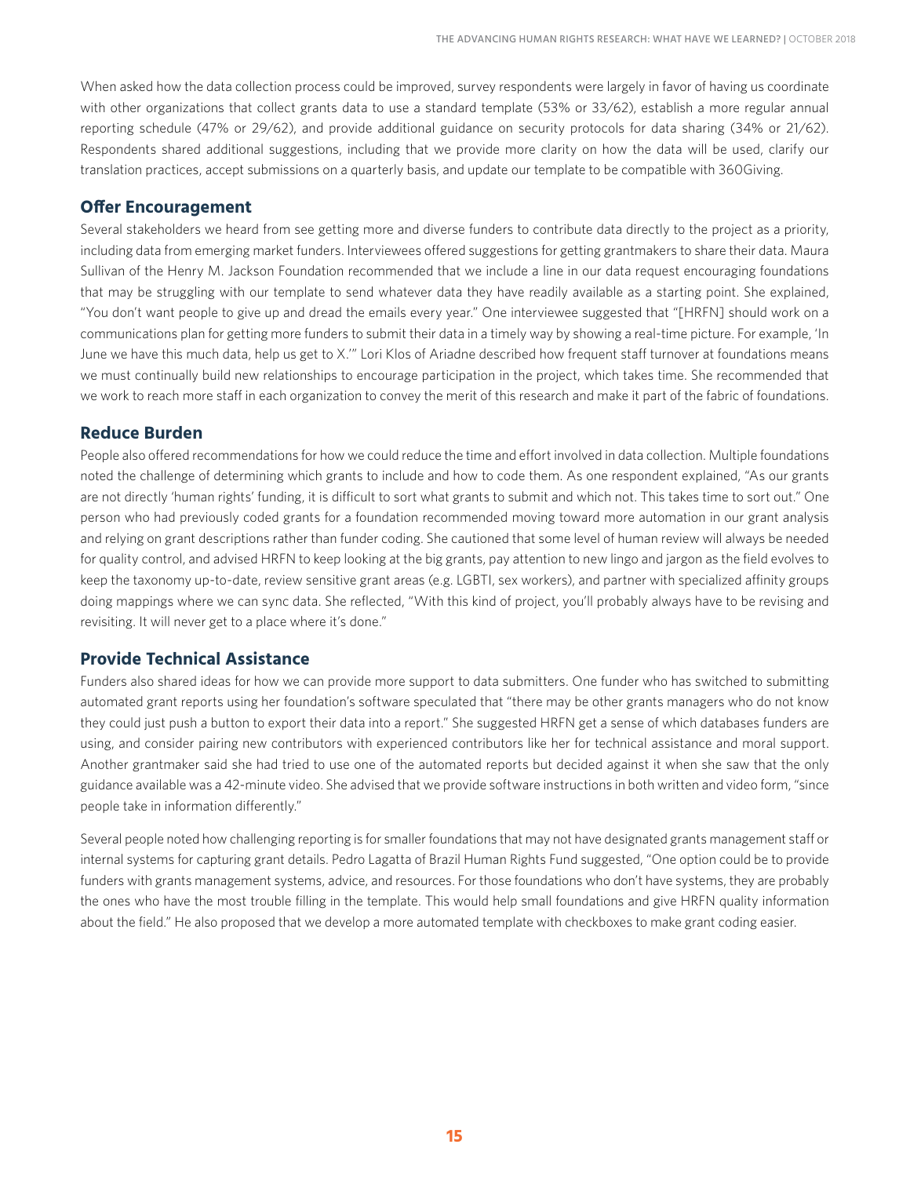When asked how the data collection process could be improved, survey respondents were largely in favor of having us coordinate with other organizations that collect grants data to use a standard template (53% or 33/62), establish a more regular annual reporting schedule (47% or 29/62), and provide additional guidance on security protocols for data sharing (34% or 21/62). Respondents shared additional suggestions, including that we provide more clarity on how the data will be used, clarify our translation practices, accept submissions on a quarterly basis, and update our template to be compatible with 360Giving.

### Offer Encouragement

Several stakeholders we heard from see getting more and diverse funders to contribute data directly to the project as a priority, including data from emerging market funders. Interviewees offered suggestions for getting grantmakers to share their data. Maura Sullivan of the Henry M. Jackson Foundation recommended that we include a line in our data request encouraging foundations that may be struggling with our template to send whatever data they have readily available as a starting point. She explained, "You don't want people to give up and dread the emails every year." One interviewee suggested that "[HRFN] should work on a communications plan for getting more funders to submit their data in a timely way by showing a real-time picture. For example, 'In June we have this much data, help us get to X.'" Lori Klos of Ariadne described how frequent staff turnover at foundations means we must continually build new relationships to encourage participation in the project, which takes time. She recommended that we work to reach more staff in each organization to convey the merit of this research and make it part of the fabric of foundations.

### Reduce Burden

People also offered recommendations for how we could reduce the time and effort involved in data collection. Multiple foundations noted the challenge of determining which grants to include and how to code them. As one respondent explained, "As our grants are not directly 'human rights' funding, it is difficult to sort what grants to submit and which not. This takes time to sort out." One person who had previously coded grants for a foundation recommended moving toward more automation in our grant analysis and relying on grant descriptions rather than funder coding. She cautioned that some level of human review will always be needed for quality control, and advised HRFN to keep looking at the big grants, pay attention to new lingo and jargon as the field evolves to keep the taxonomy up-to-date, review sensitive grant areas (e.g. LGBTI, sex workers), and partner with specialized affinity groups doing mappings where we can sync data. She reflected, "With this kind of project, you'll probably always have to be revising and revisiting. It will never get to a place where it's done."

### Provide Technical Assistance

Funders also shared ideas for how we can provide more support to data submitters. One funder who has switched to submitting automated grant reports using her foundation's software speculated that "there may be other grants managers who do not know they could just push a button to export their data into a report." She suggested HRFN get a sense of which databases funders are using, and consider pairing new contributors with experienced contributors like her for technical assistance and moral support. Another grantmaker said she had tried to use one of the automated reports but decided against it when she saw that the only guidance available was a 42-minute video. She advised that we provide software instructions in both written and video form, "since people take in information differently."

Several people noted how challenging reporting is for smaller foundations that may not have designated grants management staff or internal systems for capturing grant details. Pedro Lagatta of Brazil Human Rights Fund suggested, "One option could be to provide funders with grants management systems, advice, and resources. For those foundations who don't have systems, they are probably the ones who have the most trouble filling in the template. This would help small foundations and give HRFN quality information about the field." He also proposed that we develop a more automated template with checkboxes to make grant coding easier.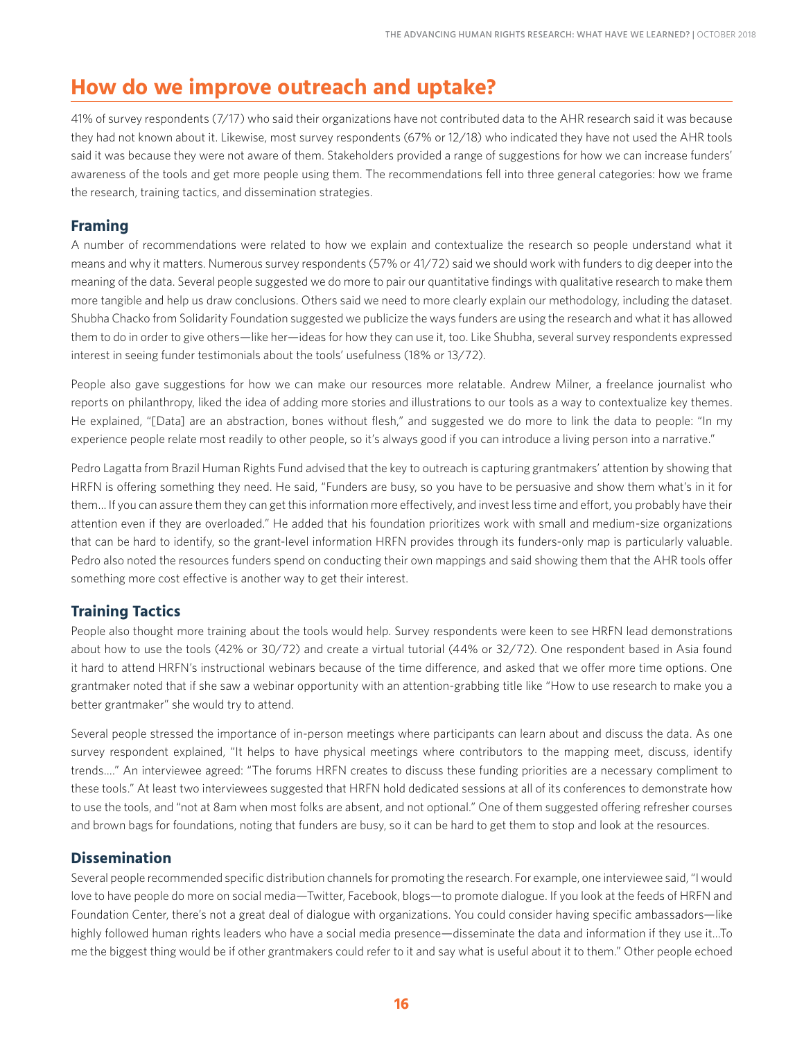## How do we improve outreach and uptake?

41% of survey respondents (7/17) who said their organizations have not contributed data to the AHR research said it was because they had not known about it. Likewise, most survey respondents (67% or 12/18) who indicated they have not used the AHR tools said it was because they were not aware of them. Stakeholders provided a range of suggestions for how we can increase funders' awareness of the tools and get more people using them. The recommendations fell into three general categories: how we frame the research, training tactics, and dissemination strategies.

### Framing

A number of recommendations were related to how we explain and contextualize the research so people understand what it means and why it matters. Numerous survey respondents (57% or 41/72) said we should work with funders to dig deeper into the meaning of the data. Several people suggested we do more to pair our quantitative findings with qualitative research to make them more tangible and help us draw conclusions. Others said we need to more clearly explain our methodology, including the dataset. Shubha Chacko from Solidarity Foundation suggested we publicize the ways funders are using the research and what it has allowed them to do in order to give others—like her—ideas for how they can use it, too. Like Shubha, several survey respondents expressed interest in seeing funder testimonials about the tools' usefulness (18% or 13/72).

People also gave suggestions for how we can make our resources more relatable. Andrew Milner, a freelance journalist who reports on philanthropy, liked the idea of adding more stories and illustrations to our tools as a way to contextualize key themes. He explained, "[Data] are an abstraction, bones without flesh," and suggested we do more to link the data to people: "In my experience people relate most readily to other people, so it's always good if you can introduce a living person into a narrative."

Pedro Lagatta from Brazil Human Rights Fund advised that the key to outreach is capturing grantmakers' attention by showing that HRFN is offering something they need. He said, "Funders are busy, so you have to be persuasive and show them what's in it for them... If you can assure them they can get this information more effectively, and invest less time and effort, you probably have their attention even if they are overloaded." He added that his foundation prioritizes work with small and medium-size organizations that can be hard to identify, so the grant-level information HRFN provides through its funders-only map is particularly valuable. Pedro also noted the resources funders spend on conducting their own mappings and said showing them that the AHR tools offer something more cost effective is another way to get their interest.

### Training Tactics

People also thought more training about the tools would help. Survey respondents were keen to see HRFN lead demonstrations about how to use the tools (42% or 30/72) and create a virtual tutorial (44% or 32/72). One respondent based in Asia found it hard to attend HRFN's instructional webinars because of the time difference, and asked that we offer more time options. One grantmaker noted that if she saw a webinar opportunity with an attention-grabbing title like "How to use research to make you a better grantmaker" she would try to attend.

Several people stressed the importance of in-person meetings where participants can learn about and discuss the data. As one survey respondent explained, "It helps to have physical meetings where contributors to the mapping meet, discuss, identify trends…." An interviewee agreed: "The forums HRFN creates to discuss these funding priorities are a necessary compliment to these tools." At least two interviewees suggested that HRFN hold dedicated sessions at all of its conferences to demonstrate how to use the tools, and "not at 8am when most folks are absent, and not optional." One of them suggested offering refresher courses and brown bags for foundations, noting that funders are busy, so it can be hard to get them to stop and look at the resources.

### Dissemination

Several people recommended specific distribution channels for promoting the research. For example, one interviewee said, "I would love to have people do more on social media—Twitter, Facebook, blogs—to promote dialogue. If you look at the feeds of HRFN and Foundation Center, there's not a great deal of dialogue with organizations. You could consider having specific ambassadors—like highly followed human rights leaders who have a social media presence—disseminate the data and information if they use it…To me the biggest thing would be if other grantmakers could refer to it and say what is useful about it to them." Other people echoed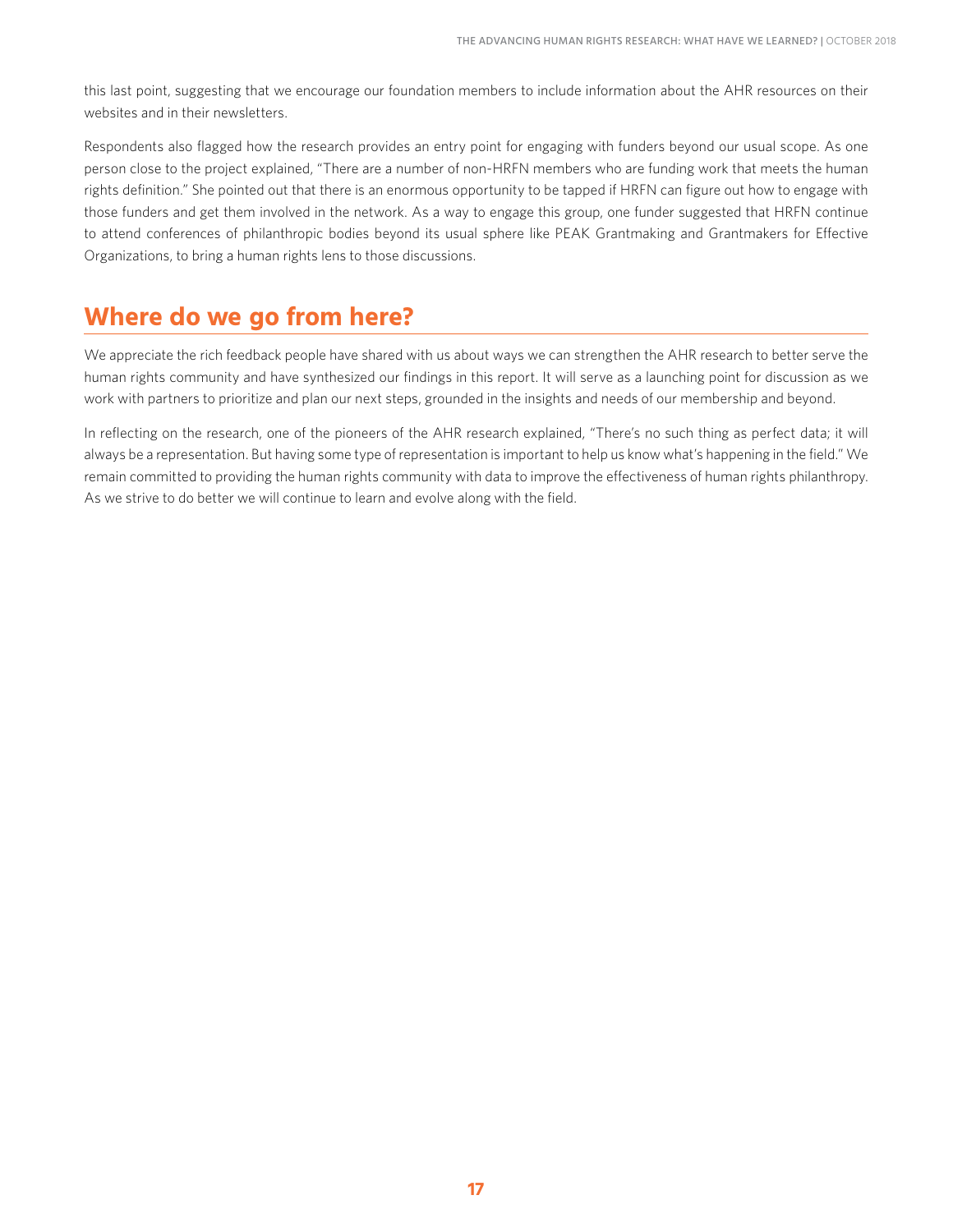this last point, suggesting that we encourage our foundation members to include information about the AHR resources on their websites and in their newsletters.

Respondents also flagged how the research provides an entry point for engaging with funders beyond our usual scope. As one person close to the project explained, "There are a number of non-HRFN members who are funding work that meets the human rights definition." She pointed out that there is an enormous opportunity to be tapped if HRFN can figure out how to engage with those funders and get them involved in the network. As a way to engage this group, one funder suggested that HRFN continue to attend conferences of philanthropic bodies beyond its usual sphere like PEAK Grantmaking and Grantmakers for Effective Organizations, to bring a human rights lens to those discussions.

## Where do we go from here?

We appreciate the rich feedback people have shared with us about ways we can strengthen the AHR research to better serve the human rights community and have synthesized our findings in this report. It will serve as a launching point for discussion as we work with partners to prioritize and plan our next steps, grounded in the insights and needs of our membership and beyond.

In reflecting on the research, one of the pioneers of the AHR research explained, "There's no such thing as perfect data; it will always be a representation. But having some type of representation is important to help us know what's happening in the field." We remain committed to providing the human rights community with data to improve the effectiveness of human rights philanthropy. As we strive to do better we will continue to learn and evolve along with the field.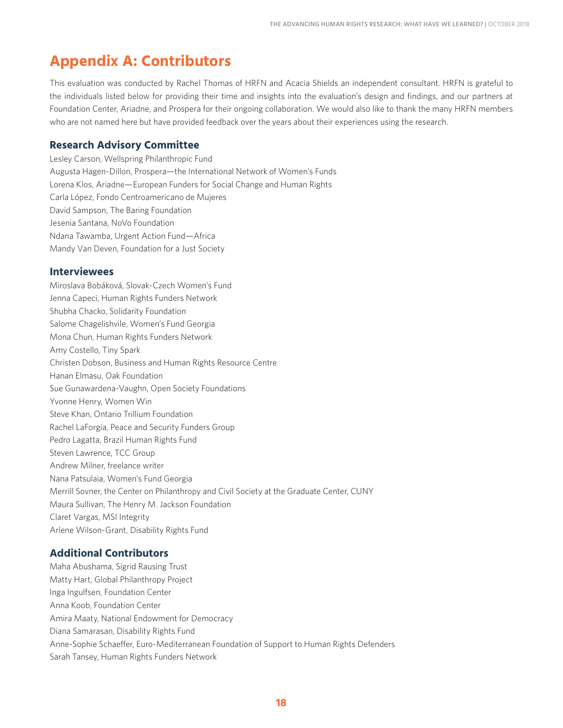# Appendix A: Contributors

This evaluation was conducted by Rachel Thomas of HRFN and Acacia Shields an independent consultant. HRFN is grateful to the individuals listed below for providing their time and insights into the evaluation's design and findings, and our partners at Foundation Center, Ariadne, and Prospera for their ongoing collaboration. We would also like to thank the many HRFN members who are not named here but have provided feedback over the years about their experiences using the research.

## Research Advisory Committee

Lesley Carson, Wellspring Philanthropic Fund
Augusta Hagen-Dillon, Prospera—the International Network of Women's Funds
Lorena Klos, Ariadne—European Funders for Social Change and Human Rights
Carla López, Fondo Centroamericano de Mujeres
David Sampson, The Baring Foundation
Jesenia Santana, NoVo Foundation
Ndana Tawamba, Urgent Action Fund—Africa
Mandy Van Deven, Foundation for a Just Society

## Interviewees

Miroslava Bobáková, Slovak-Czech Women's Fund
Jenna Capeci, Human Rights Funders Network
Shubha Chacko, Solidarity Foundation
Salome Chagelishvile, Women's Fund Georgia
Mona Chun, Human Rights Funders Network
Amy Costello, Tiny Spark
Christen Dobson, Business and Human Rights Resource Centre
Hanan Elmasu, Oak Foundation
Sue Gunawardena-Vaughn, Open Society Foundations
Yvonne Henry, Women Win
Steve Khan, Ontario Trillium Foundation
Rachel LaForgia, Peace and Security Funders Group
Pedro Lagatta, Brazil Human Rights Fund
Steven Lawrence, TCC Group
Andrew Milner, freelance writer
Nana Patsulaia, Women's Fund Georgia
Merrill Sovner, the Center on Philanthropy and Civil Society at the Graduate Center, CUNY
Maura Sullivan, The Henry M. Jackson Foundation
Claret Vargas, MSI Integrity
Arlene Wilson-Grant, Disability Rights Fund

## Additional Contributors

Maha Abushama, Sigrid Rausing Trust
Matty Hart, Global Philanthropy Project
Inga Ingulfsen, Foundation Center
Anna Koob, Foundation Center
Amira Maaty, National Endowment for Democracy
Diana Samarasan, Disability Rights Fund
Anne-Sophie Schaeffer, Euro-Mediterranean Foundation of Support to Human Rights Defenders
Sarah Tansey, Human Rights Funders Network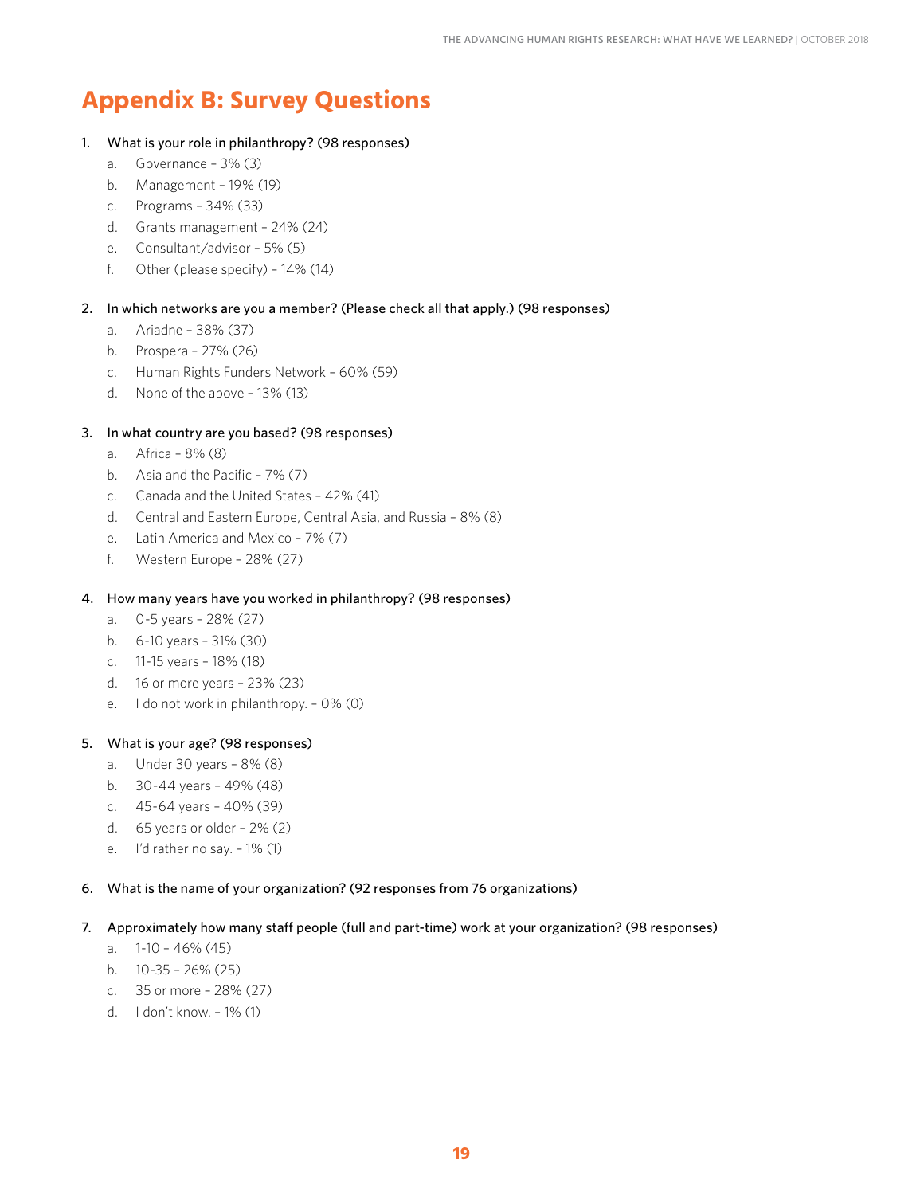# Appendix B: Survey Questions

1. What is your role in philanthropy? (98 responses)
    a. Governance – 3% (3)
    b. Management – 19% (19)
    c. Programs – 34% (33)
    d. Grants management – 24% (24)
    e. Consultant/advisor – 5% (5)
    f. Other (please specify) – 14% (14)

2. In which networks are you a member? (Please check all that apply.) (98 responses)
    a. Ariadne – 38% (37)
    b. Prospera – 27% (26)
    c. Human Rights Funders Network – 60% (59)
    d. None of the above – 13% (13)

3. In what country are you based? (98 responses)
    a. Africa – 8% (8)
    b. Asia and the Pacific – 7% (7)
    c. Canada and the United States – 42% (41)
    d. Central and Eastern Europe, Central Asia, and Russia – 8% (8)
    e. Latin America and Mexico – 7% (7)
    f. Western Europe – 28% (27)

4. How many years have you worked in philanthropy? (98 responses)
    a. 0-5 years – 28% (27)
    b. 6-10 years – 31% (30)
    c. 11-15 years – 18% (18)
    d. 16 or more years – 23% (23)
    e. I do not work in philanthropy. – 0% (0)

5. What is your age? (98 responses)
    a. Under 30 years – 8% (8)
    b. 30-44 years – 49% (48)
    c. 45-64 years – 40% (39)
    d. 65 years or older – 2% (2)
    e. I'd rather no say. – 1% (1)

6. What is the name of your organization? (92 responses from 76 organizations)

7. Approximately how many staff people (full and part-time) work at your organization? (98 responses)
    a. 1-10 – 46% (45)
    b. 10-35 – 26% (25)
    c. 35 or more – 28% (27)
    d. I don't know. – 1% (1)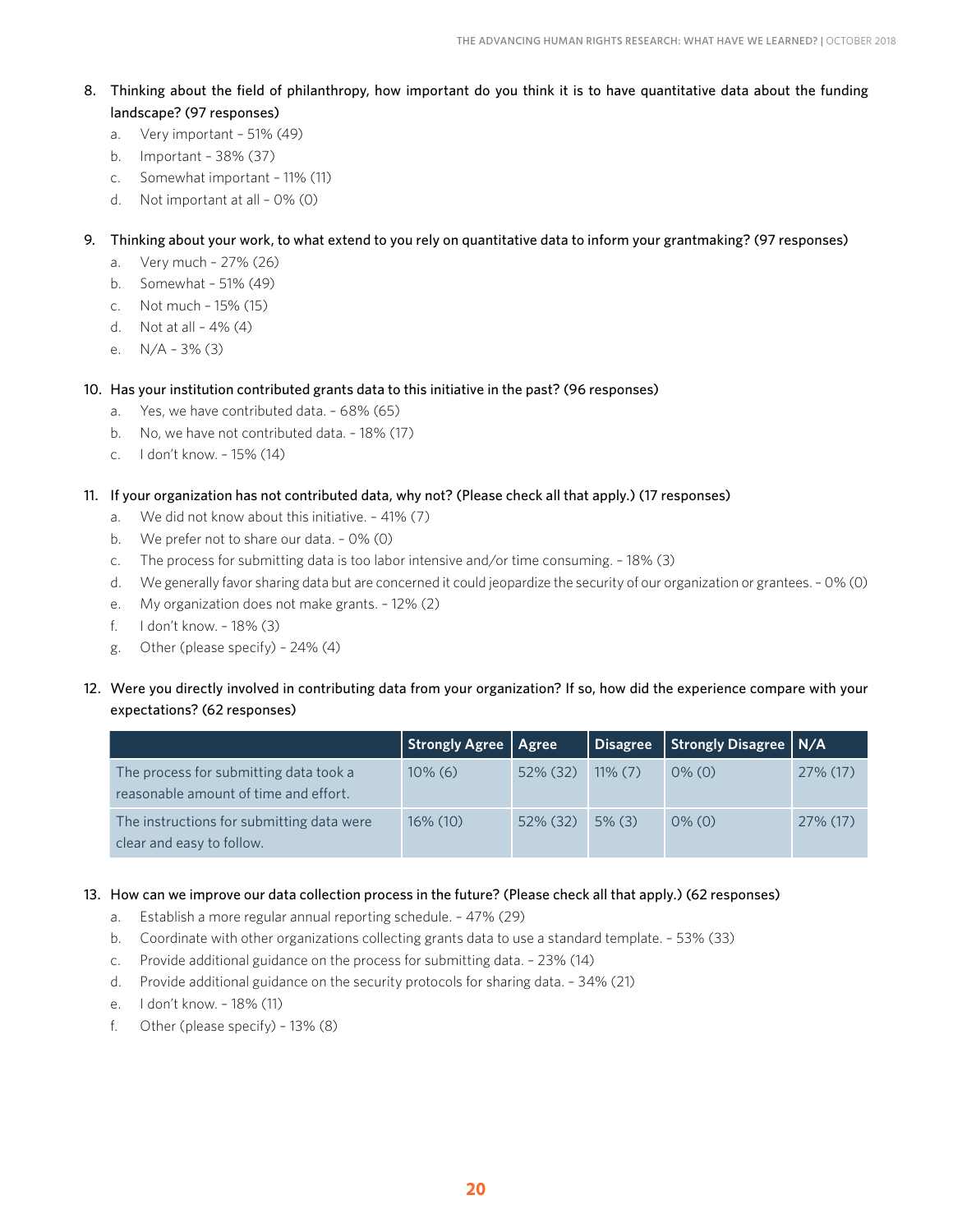8. Thinking about the field of philanthropy, how important do you think it is to have quantitative data about the funding landscape? (97 responses)
   a. Very important – 51% (49)
   b. Important – 38% (37)
   c. Somewhat important – 11% (11)
   d. Not important at all – 0% (0)

9. Thinking about your work, to what extend to you rely on quantitative data to inform your grantmaking? (97 responses)
   a. Very much – 27% (26)
   b. Somewhat – 51% (49)
   c. Not much – 15% (15)
   d. Not at all – 4% (4)
   e. N/A – 3% (3)

10. Has your institution contributed grants data to this initiative in the past? (96 responses)
    a. Yes, we have contributed data. – 68% (65)
    b. No, we have not contributed data. – 18% (17)
    c. I don't know. – 15% (14)

11. If your organization has not contributed data, why not? (Please check all that apply.) (17 responses)
    a. We did not know about this initiative. – 41% (7)
    b. We prefer not to share our data. – 0% (0)
    c. The process for submitting data is too labor intensive and/or time consuming. – 18% (3)
    d. We generally favor sharing data but are concerned it could jeopardize the security of our organization or grantees. – 0% (0)
    e. My organization does not make grants. – 12% (2)
    f. I don't know. – 18% (3)
    g. Other (please specify) – 24% (4)

12. Were you directly involved in contributing data from your organization? If so, how did the experience compare with your expectations? (62 responses)

| | Strongly Agree | Agree | Disagree | Strongly Disagree | N/A |
|---|---|---|---|---|---|
| The process for submitting data took a reasonable amount of time and effort. | 10% (6) | 52% (32) | 11% (7) | 0% (0) | 27% (17) |
| The instructions for submitting data were clear and easy to follow. | 16% (10) | 52% (32) | 5% (3) | 0% (0) | 27% (17) |

13. How can we improve our data collection process in the future? (Please check all that apply.) (62 responses)
    a. Establish a more regular annual reporting schedule. – 47% (29)
    b. Coordinate with other organizations collecting grants data to use a standard template. – 53% (33)
    c. Provide additional guidance on the process for submitting data. – 23% (14)
    d. Provide additional guidance on the security protocols for sharing data. – 34% (21)
    e. I don't know. – 18% (11)
    f. Other (please specify) – 13% (8)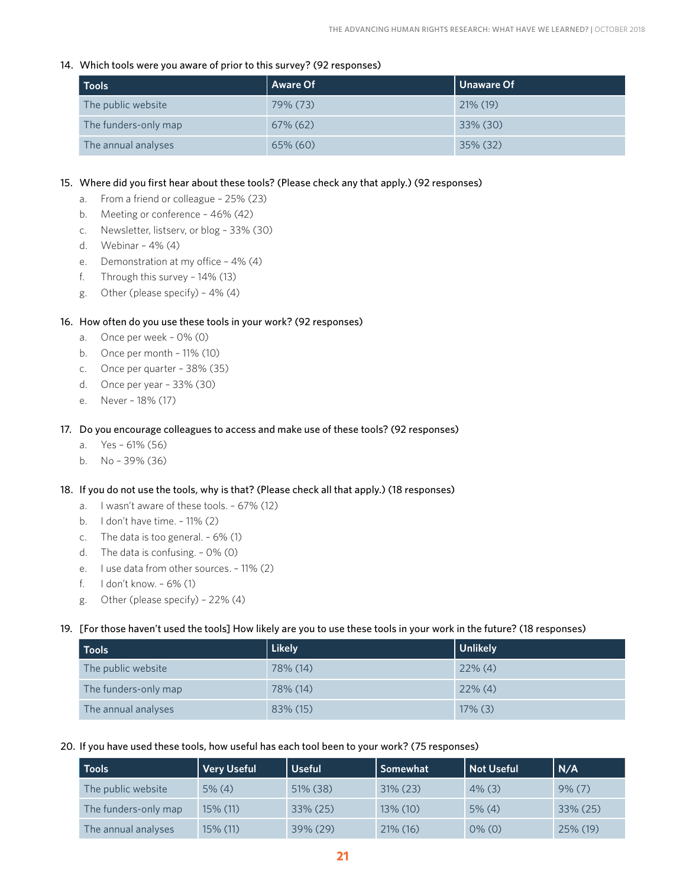14. Which tools were you aware of prior to this survey? (92 responses)

| Tools | Aware Of | Unaware Of |
|---|---|---|
| The public website | 79% (73) | 21% (19) |
| The funders-only map | 67% (62) | 33% (30) |
| The annual analyses | 65% (60) | 35% (32) |

15. Where did you first hear about these tools? (Please check any that apply.) (92 responses)
    a. From a friend or colleague – 25% (23)
    b. Meeting or conference – 46% (42)
    c. Newsletter, listserv, or blog – 33% (30)
    d. Webinar – 4% (4)
    e. Demonstration at my office – 4% (4)
    f. Through this survey – 14% (13)
    g. Other (please specify) – 4% (4)

16. How often do you use these tools in your work? (92 responses)
    a. Once per week – 0% (0)
    b. Once per month – 11% (10)
    c. Once per quarter – 38% (35)
    d. Once per year – 33% (30)
    e. Never – 18% (17)

17. Do you encourage colleagues to access and make use of these tools? (92 responses)
    a. Yes – 61% (56)
    b. No – 39% (36)

18. If you do not use the tools, why is that? (Please check all that apply.) (18 responses)
    a. I wasn't aware of these tools. – 67% (12)
    b. I don't have time. – 11% (2)
    c. The data is too general. – 6% (1)
    d. The data is confusing. – 0% (0)
    e. I use data from other sources. – 11% (2)
    f. I don't know. – 6% (1)
    g. Other (please specify) – 22% (4)

19. [For those haven't used the tools] How likely are you to use these tools in your work in the future? (18 responses)

| Tools | Likely | Unlikely |
|---|---|---|
| The public website | 78% (14) | 22% (4) |
| The funders-only map | 78% (14) | 22% (4) |
| The annual analyses | 83% (15) | 17% (3) |

20. If you have used these tools, how useful has each tool been to your work? (75 responses)

| Tools | Very Useful | Useful | Somewhat | Not Useful | N/A |
|---|---|---|---|---|---|
| The public website | 5% (4) | 51% (38) | 31% (23) | 4% (3) | 9% (7) |
| The funders-only map | 15% (11) | 33% (25) | 13% (10) | 5% (4) | 33% (25) |
| The annual analyses | 15% (11) | 39% (29) | 21% (16) | 0% (0) | 25% (19) |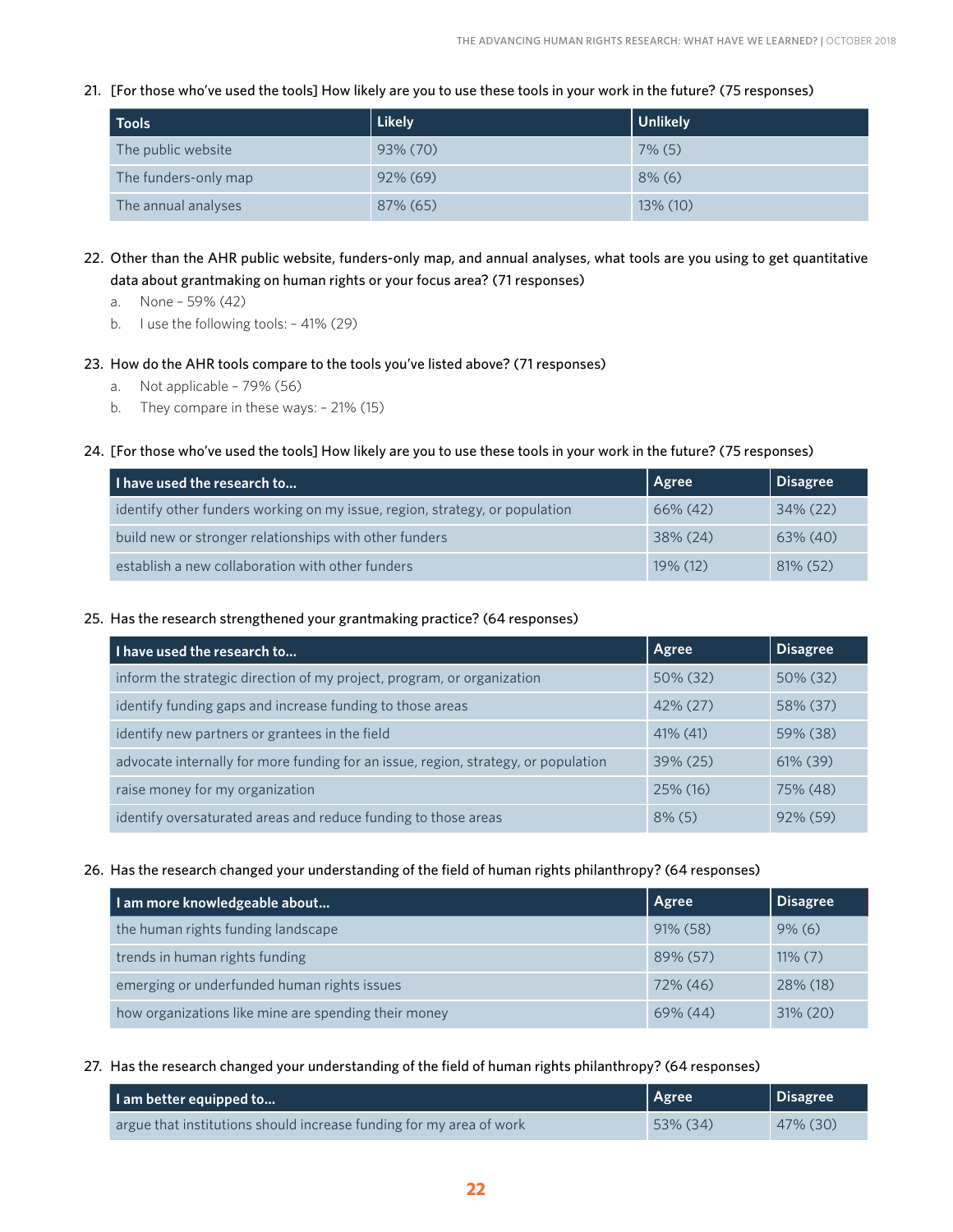21. [For those who've used the tools] How likely are you to use these tools in your work in the future? (75 responses)

| Tools | Likely | Unlikely |
|---|---|---|
| The public website | 93% (70) | 7% (5) |
| The funders-only map | 92% (69) | 8% (6) |
| The annual analyses | 87% (65) | 13% (10) |

22. Other than the AHR public website, funders-only map, and annual analyses, what tools are you using to get quantitative data about grantmaking on human rights or your focus area? (71 responses)
    a. None – 59% (42)
    b. I use the following tools: – 41% (29)

23. How do the AHR tools compare to the tools you've listed above? (71 responses)
    a. Not applicable – 79% (56)
    b. They compare in these ways: – 21% (15)

24. [For those who've used the tools] How likely are you to use these tools in your work in the future? (75 responses)

| I have used the research to... | Agree | Disagree |
|---|---|---|
| identify other funders working on my issue, region, strategy, or population | 66% (42) | 34% (22) |
| build new or stronger relationships with other funders | 38% (24) | 63% (40) |
| establish a new collaboration with other funders | 19% (12) | 81% (52) |

25. Has the research strengthened your grantmaking practice? (64 responses)

| I have used the research to... | Agree | Disagree |
|---|---|---|
| inform the strategic direction of my project, program, or organization | 50% (32) | 50% (32) |
| identify funding gaps and increase funding to those areas | 42% (27) | 58% (37) |
| identify new partners or grantees in the field | 41% (41) | 59% (38) |
| advocate internally for more funding for an issue, region, strategy, or population | 39% (25) | 61% (39) |
| raise money for my organization | 25% (16) | 75% (48) |
| identify oversaturated areas and reduce funding to those areas | 8% (5) | 92% (59) |

26. Has the research changed your understanding of the field of human rights philanthropy? (64 responses)

| I am more knowledgeable about... | Agree | Disagree |
|---|---|---|
| the human rights funding landscape | 91% (58) | 9% (6) |
| trends in human rights funding | 89% (57) | 11% (7) |
| emerging or underfunded human rights issues | 72% (46) | 28% (18) |
| how organizations like mine are spending their money | 69% (44) | 31% (20) |

27. Has the research changed your understanding of the field of human rights philanthropy? (64 responses)

| I am better equipped to... | Agree | Disagree |
|---|---|---|
| argue that institutions should increase funding for my area of work | 53% (34) | 47% (30) |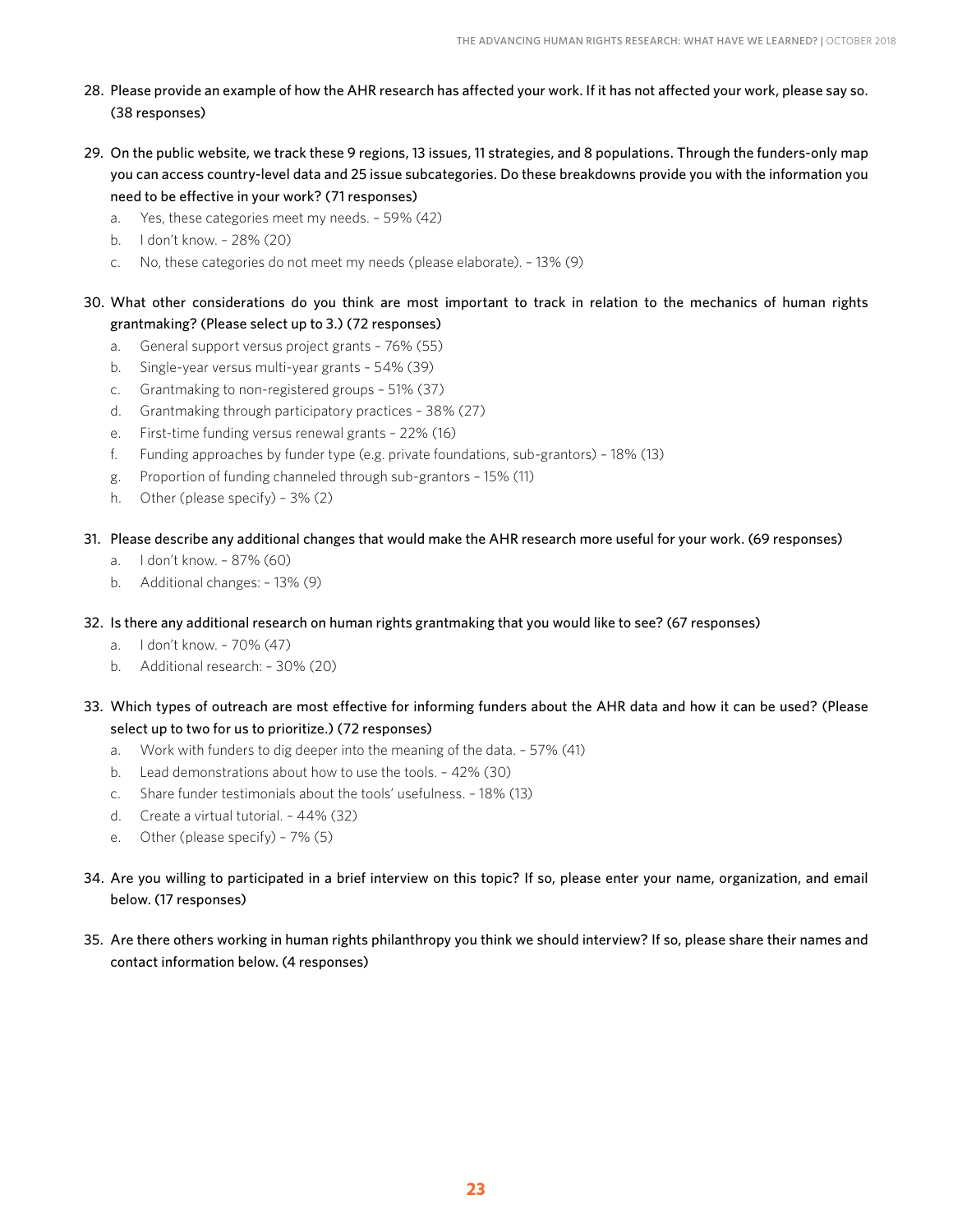28. Please provide an example of how the AHR research has affected your work. If it has not affected your work, please say so. (38 responses)

29. On the public website, we track these 9 regions, 13 issues, 11 strategies, and 8 populations. Through the funders-only map you can access country-level data and 25 issue subcategories. Do these breakdowns provide you with the information you need to be effective in your work? (71 responses)
    a. Yes, these categories meet my needs. – 59% (42)
    b. I don't know. – 28% (20)
    c. No, these categories do not meet my needs (please elaborate). – 13% (9)

30. What other considerations do you think are most important to track in relation to the mechanics of human rights grantmaking? (Please select up to 3.) (72 responses)
    a. General support versus project grants – 76% (55)
    b. Single-year versus multi-year grants – 54% (39)
    c. Grantmaking to non-registered groups – 51% (37)
    d. Grantmaking through participatory practices – 38% (27)
    e. First-time funding versus renewal grants – 22% (16)
    f. Funding approaches by funder type (e.g. private foundations, sub-grantors) – 18% (13)
    g. Proportion of funding channeled through sub-grantors – 15% (11)
    h. Other (please specify) – 3% (2)

31. Please describe any additional changes that would make the AHR research more useful for your work. (69 responses)
    a. I don't know. – 87% (60)
    b. Additional changes: – 13% (9)

32. Is there any additional research on human rights grantmaking that you would like to see? (67 responses)
    a. I don't know. – 70% (47)
    b. Additional research: – 30% (20)

33. Which types of outreach are most effective for informing funders about the AHR data and how it can be used? (Please select up to two for us to prioritize.) (72 responses)
    a. Work with funders to dig deeper into the meaning of the data. – 57% (41)
    b. Lead demonstrations about how to use the tools. – 42% (30)
    c. Share funder testimonials about the tools' usefulness. – 18% (13)
    d. Create a virtual tutorial. – 44% (32)
    e. Other (please specify) – 7% (5)

34. Are you willing to participated in a brief interview on this topic? If so, please enter your name, organization, and email below. (17 responses)

35. Are there others working in human rights philanthropy you think we should interview? If so, please share their names and contact information below. (4 responses)